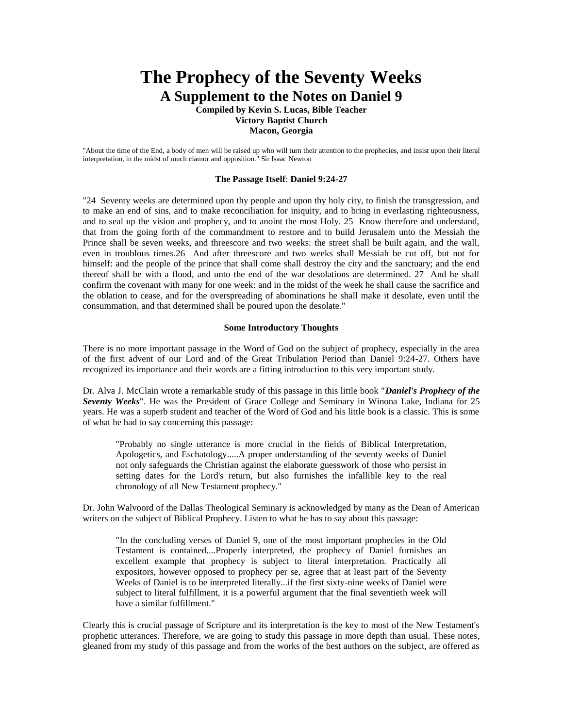# The Prophecy of the Seventy Weeks

## A Supplement to the Notes on Daniel 9

**Compiled by Kevin S. Lucas, Bible Teacher**
**Victory Baptist Church**
**Macon, Georgia**

"About the time of the End, a body of men will be raised up who will turn their attention to the prophecies, and insist upon their literal interpretation, in the midst of much clamor and opposition." Sir Isaac Newton

**The Passage Itself**: **Daniel 9:24-27**

"24 Seventy weeks are determined upon thy people and upon thy holy city, to finish the transgression, and to make an end of sins, and to make reconciliation for iniquity, and to bring in everlasting righteousness, and to seal up the vision and prophecy, and to anoint the most Holy. 25 Know therefore and understand, that from the going forth of the commandment to restore and to build Jerusalem unto the Messiah the Prince shall be seven weeks, and threescore and two weeks: the street shall be built again, and the wall, even in troublous times.26 And after threescore and two weeks shall Messiah be cut off, but not for himself: and the people of the prince that shall come shall destroy the city and the sanctuary; and the end thereof shall be with a flood, and unto the end of the war desolations are determined. 27 And he shall confirm the covenant with many for one week: and in the midst of the week he shall cause the sacrifice and the oblation to cease, and for the overspreading of abominations he shall make it desolate, even until the consummation, and that determined shall be poured upon the desolate."

**Some Introductory Thoughts**

There is no more important passage in the Word of God on the subject of prophecy, especially in the area of the first advent of our Lord and of the Great Tribulation Period than Daniel 9:24-27. Others have recognized its importance and their words are a fitting introduction to this very important study.

Dr. Alva J. McClain wrote a remarkable study of this passage in this little book "***Daniel's Prophecy of the Seventy Weeks***". He was the President of Grace College and Seminary in Winona Lake, Indiana for 25 years. He was a superb student and teacher of the Word of God and his little book is a classic. This is some of what he had to say concerning this passage:

> "Probably no single utterance is more crucial in the fields of Biblical Interpretation, Apologetics, and Eschatology.....A proper understanding of the seventy weeks of Daniel not only safeguards the Christian against the elaborate guesswork of those who persist in setting dates for the Lord's return, but also furnishes the infallible key to the real chronology of all New Testament prophecy."

Dr. John Walvoord of the Dallas Theological Seminary is acknowledged by many as the Dean of American writers on the subject of Biblical Prophecy. Listen to what he has to say about this passage:

> "In the concluding verses of Daniel 9, one of the most important prophecies in the Old Testament is contained....Properly interpreted, the prophecy of Daniel furnishes an excellent example that prophecy is subject to literal interpretation. Practically all expositors, however opposed to prophecy per se, agree that at least part of the Seventy Weeks of Daniel is to be interpreted literally...if the first sixty-nine weeks of Daniel were subject to literal fulfillment, it is a powerful argument that the final seventieth week will have a similar fulfillment."

Clearly this is crucial passage of Scripture and its interpretation is the key to most of the New Testament's prophetic utterances. Therefore, we are going to study this passage in more depth than usual. These notes, gleaned from my study of this passage and from the works of the best authors on the subject, are offered as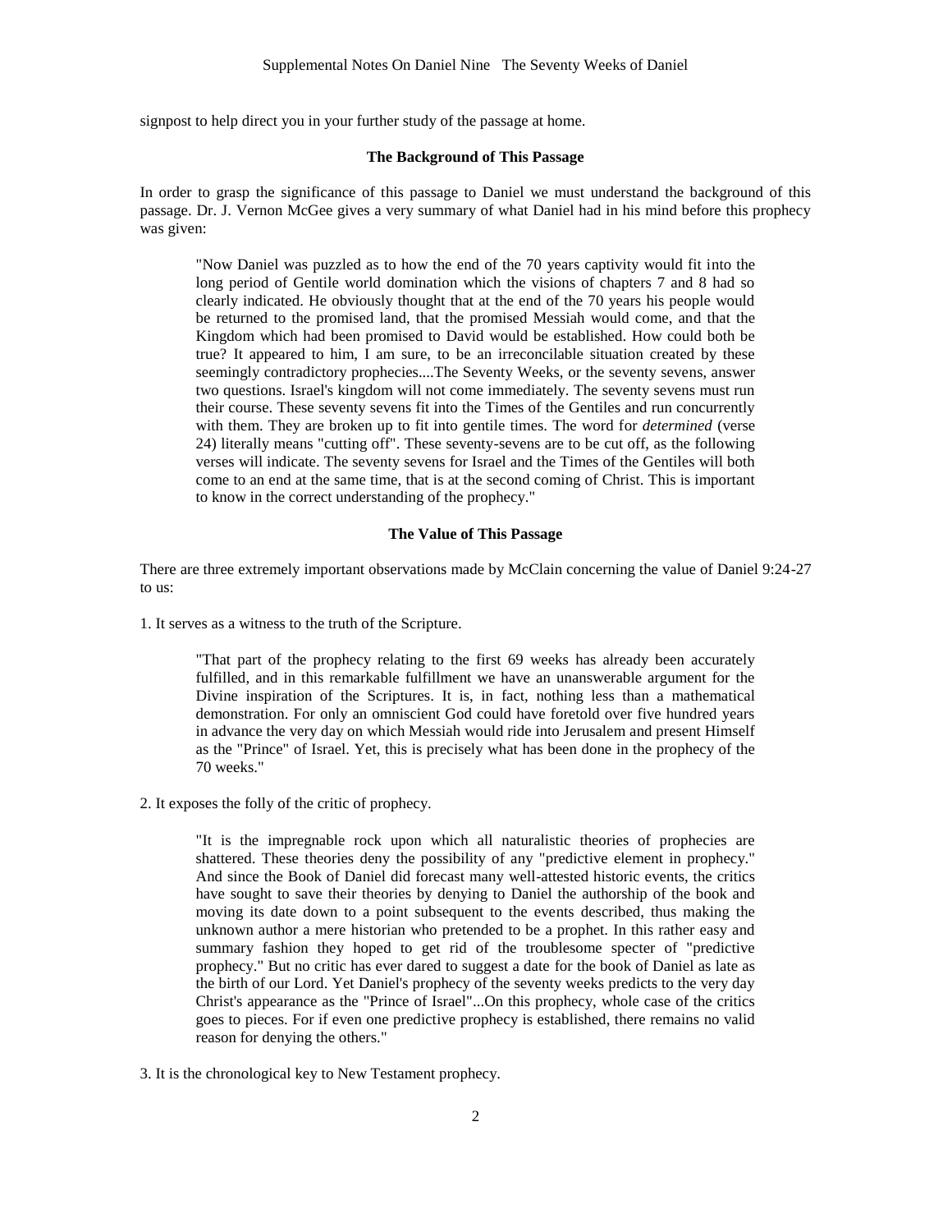signpost to help direct you in your further study of the passage at home.

### The Background of This Passage

In order to grasp the significance of this passage to Daniel we must understand the background of this passage. Dr. J. Vernon McGee gives a very summary of what Daniel had in his mind before this prophecy was given:

> "Now Daniel was puzzled as to how the end of the 70 years captivity would fit into the long period of Gentile world domination which the visions of chapters 7 and 8 had so clearly indicated. He obviously thought that at the end of the 70 years his people would be returned to the promised land, that the promised Messiah would come, and that the Kingdom which had been promised to David would be established. How could both be true? It appeared to him, I am sure, to be an irreconcilable situation created by these seemingly contradictory prophecies....The Seventy Weeks, or the seventy sevens, answer two questions. Israel's kingdom will not come immediately. The seventy sevens must run their course. These seventy sevens fit into the Times of the Gentiles and run concurrently with them. They are broken up to fit into gentile times. The word for *determined* (verse 24) literally means "cutting off". These seventy-sevens are to be cut off, as the following verses will indicate. The seventy sevens for Israel and the Times of the Gentiles will both come to an end at the same time, that is at the second coming of Christ. This is important to know in the correct understanding of the prophecy."

### The Value of This Passage

There are three extremely important observations made by McClain concerning the value of Daniel 9:24-27 to us:

1. It serves as a witness to the truth of the Scripture.

> "That part of the prophecy relating to the first 69 weeks has already been accurately fulfilled, and in this remarkable fulfillment we have an unanswerable argument for the Divine inspiration of the Scriptures. It is, in fact, nothing less than a mathematical demonstration. For only an omniscient God could have foretold over five hundred years in advance the very day on which Messiah would ride into Jerusalem and present Himself as the "Prince" of Israel. Yet, this is precisely what has been done in the prophecy of the 70 weeks."

2. It exposes the folly of the critic of prophecy.

> "It is the impregnable rock upon which all naturalistic theories of prophecies are shattered. These theories deny the possibility of any "predictive element in prophecy." And since the Book of Daniel did forecast many well-attested historic events, the critics have sought to save their theories by denying to Daniel the authorship of the book and moving its date down to a point subsequent to the events described, thus making the unknown author a mere historian who pretended to be a prophet. In this rather easy and summary fashion they hoped to get rid of the troublesome specter of "predictive prophecy." But no critic has ever dared to suggest a date for the book of Daniel as late as the birth of our Lord. Yet Daniel's prophecy of the seventy weeks predicts to the very day Christ's appearance as the "Prince of Israel"...On this prophecy, whole case of the critics goes to pieces. For if even one predictive prophecy is established, there remains no valid reason for denying the others."

3. It is the chronological key to New Testament prophecy.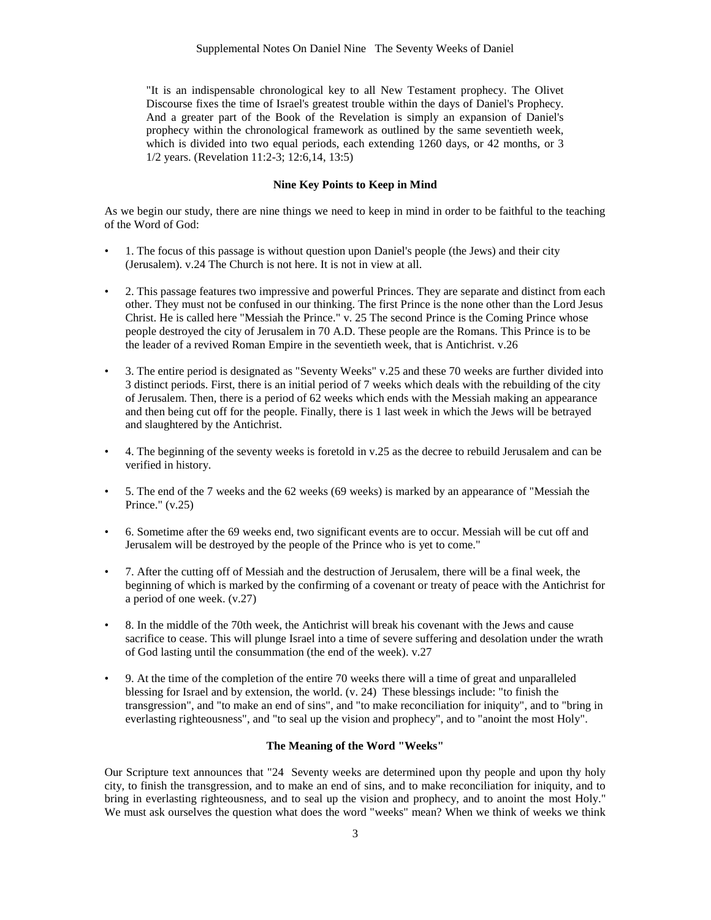"It is an indispensable chronological key to all New Testament prophecy. The Olivet Discourse fixes the time of Israel's greatest trouble within the days of Daniel's Prophecy. And a greater part of the Book of the Revelation is simply an expansion of Daniel's prophecy within the chronological framework as outlined by the same seventieth week, which is divided into two equal periods, each extending 1260 days, or 42 months, or 3 1/2 years. (Revelation 11:2-3; 12:6,14, 13:5)

**Nine Key Points to Keep in Mind**

As we begin our study, there are nine things we need to keep in mind in order to be faithful to the teaching of the Word of God:

- 1. The focus of this passage is without question upon Daniel's people (the Jews) and their city (Jerusalem). v.24 The Church is not here. It is not in view at all.

- 2. This passage features two impressive and powerful Princes. They are separate and distinct from each other. They must not be confused in our thinking. The first Prince is the none other than the Lord Jesus Christ. He is called here "Messiah the Prince." v. 25 The second Prince is the Coming Prince whose people destroyed the city of Jerusalem in 70 A.D. These people are the Romans. This Prince is to be the leader of a revived Roman Empire in the seventieth week, that is Antichrist. v.26

- 3. The entire period is designated as "Seventy Weeks" v.25 and these 70 weeks are further divided into 3 distinct periods. First, there is an initial period of 7 weeks which deals with the rebuilding of the city of Jerusalem. Then, there is a period of 62 weeks which ends with the Messiah making an appearance and then being cut off for the people. Finally, there is 1 last week in which the Jews will be betrayed and slaughtered by the Antichrist.

- 4. The beginning of the seventy weeks is foretold in v.25 as the decree to rebuild Jerusalem and can be verified in history.

- 5. The end of the 7 weeks and the 62 weeks (69 weeks) is marked by an appearance of "Messiah the Prince." (v.25)

- 6. Sometime after the 69 weeks end, two significant events are to occur. Messiah will be cut off and Jerusalem will be destroyed by the people of the Prince who is yet to come."

- 7. After the cutting off of Messiah and the destruction of Jerusalem, there will be a final week, the beginning of which is marked by the confirming of a covenant or treaty of peace with the Antichrist for a period of one week. (v.27)

- 8. In the middle of the 70th week, the Antichrist will break his covenant with the Jews and cause sacrifice to cease. This will plunge Israel into a time of severe suffering and desolation under the wrath of God lasting until the consummation (the end of the week). v.27

- 9. At the time of the completion of the entire 70 weeks there will a time of great and unparalleled blessing for Israel and by extension, the world. (v. 24) These blessings include: "to finish the transgression", and "to make an end of sins", and "to make reconciliation for iniquity", and to "bring in everlasting righteousness", and "to seal up the vision and prophecy", and to "anoint the most Holy".

**The Meaning of the Word "Weeks"**

Our Scripture text announces that "24 Seventy weeks are determined upon thy people and upon thy holy city, to finish the transgression, and to make an end of sins, and to make reconciliation for iniquity, and to bring in everlasting righteousness, and to seal up the vision and prophecy, and to anoint the most Holy." We must ask ourselves the question what does the word "weeks" mean? When we think of weeks we think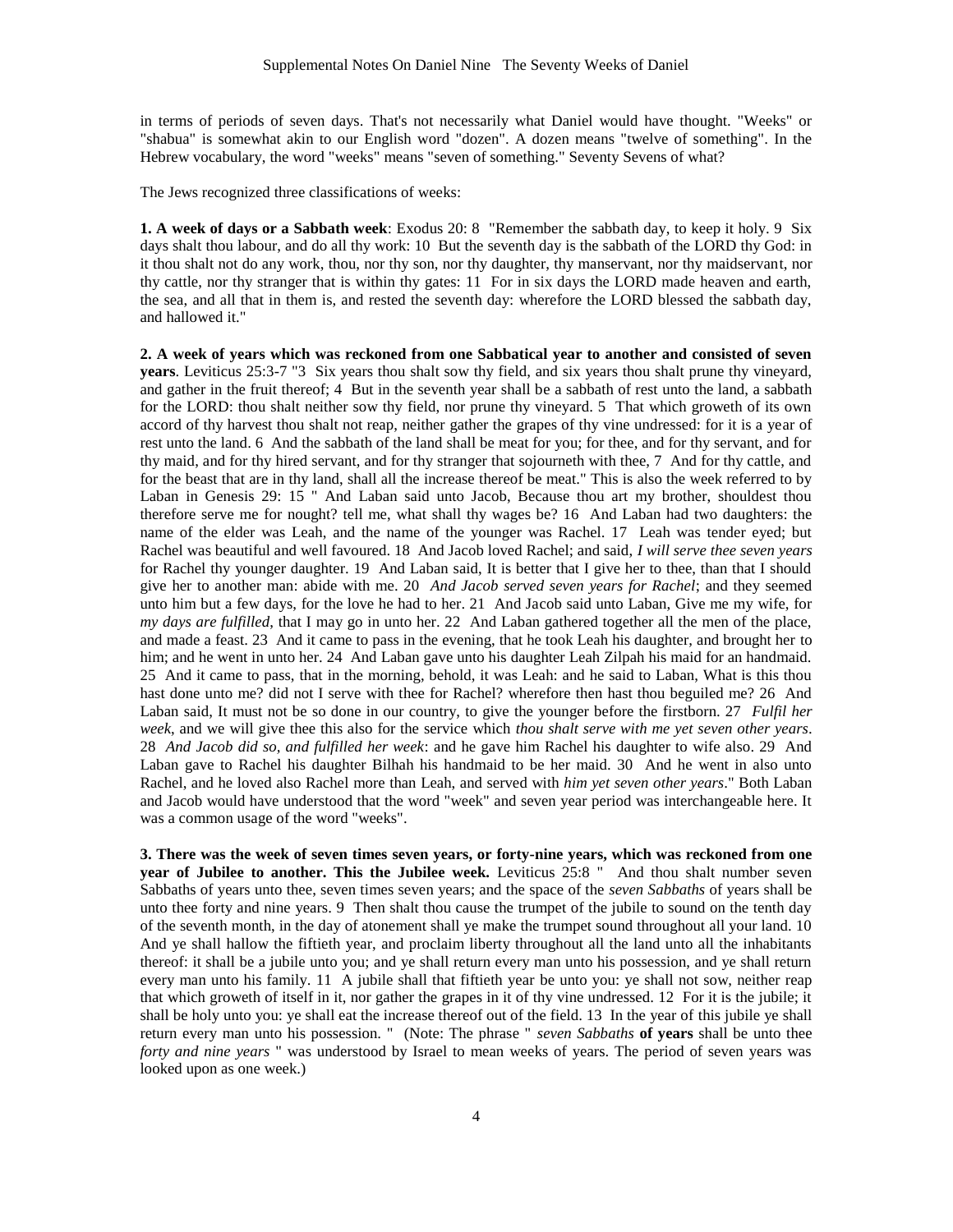in terms of periods of seven days. That's not necessarily what Daniel would have thought. "Weeks" or "shabua" is somewhat akin to our English word "dozen". A dozen means "twelve of something". In the Hebrew vocabulary, the word "weeks" means "seven of something." Seventy Sevens of what?

The Jews recognized three classifications of weeks:

**1. A week of days or a Sabbath week**: Exodus 20: 8 "Remember the sabbath day, to keep it holy. 9 Six days shalt thou labour, and do all thy work: 10 But the seventh day is the sabbath of the LORD thy God: in it thou shalt not do any work, thou, nor thy son, nor thy daughter, thy manservant, nor thy maidservant, nor thy cattle, nor thy stranger that is within thy gates: 11 For in six days the LORD made heaven and earth, the sea, and all that in them is, and rested the seventh day: wherefore the LORD blessed the sabbath day, and hallowed it."

**2. A week of years which was reckoned from one Sabbatical year to another and consisted of seven years**. Leviticus 25:3-7 "3 Six years thou shalt sow thy field, and six years thou shalt prune thy vineyard, and gather in the fruit thereof; 4 But in the seventh year shall be a sabbath of rest unto the land, a sabbath for the LORD: thou shalt neither sow thy field, nor prune thy vineyard. 5 That which groweth of its own accord of thy harvest thou shalt not reap, neither gather the grapes of thy vine undressed: for it is a year of rest unto the land. 6 And the sabbath of the land shall be meat for you; for thee, and for thy servant, and for thy maid, and for thy hired servant, and for thy stranger that sojourneth with thee, 7 And for thy cattle, and for the beast that are in thy land, shall all the increase thereof be meat." This is also the week referred to by Laban in Genesis 29: 15 " And Laban said unto Jacob, Because thou art my brother, shouldest thou therefore serve me for nought? tell me, what shall thy wages be? 16 And Laban had two daughters: the name of the elder was Leah, and the name of the younger was Rachel. 17 Leah was tender eyed; but Rachel was beautiful and well favoured. 18 And Jacob loved Rachel; and said, *I will serve thee seven years* for Rachel thy younger daughter. 19 And Laban said, It is better that I give her to thee, than that I should give her to another man: abide with me. 20 *And Jacob served seven years for Rachel*; and they seemed unto him but a few days, for the love he had to her. 21 And Jacob said unto Laban, Give me my wife, for *my days are fulfilled*, that I may go in unto her. 22 And Laban gathered together all the men of the place, and made a feast. 23 And it came to pass in the evening, that he took Leah his daughter, and brought her to him; and he went in unto her. 24 And Laban gave unto his daughter Leah Zilpah his maid for an handmaid. 25 And it came to pass, that in the morning, behold, it was Leah: and he said to Laban, What is this thou hast done unto me? did not I serve with thee for Rachel? wherefore then hast thou beguiled me? 26 And Laban said, It must not be so done in our country, to give the younger before the firstborn. 27 *Fulfil her week*, and we will give thee this also for the service which *thou shalt serve with me yet seven other years*. 28 *And Jacob did so, and fulfilled her week*: and he gave him Rachel his daughter to wife also. 29 And Laban gave to Rachel his daughter Bilhah his handmaid to be her maid. 30 And he went in also unto Rachel, and he loved also Rachel more than Leah, and served with *him yet seven other years*." Both Laban and Jacob would have understood that the word "week" and seven year period was interchangeable here. It was a common usage of the word "weeks".

**3. There was the week of seven times seven years, or forty-nine years, which was reckoned from one year of Jubilee to another. This the Jubilee week.** Leviticus 25:8 " And thou shalt number seven Sabbaths of years unto thee, seven times seven years; and the space of the *seven Sabbaths* of years shall be unto thee forty and nine years. 9 Then shalt thou cause the trumpet of the jubile to sound on the tenth day of the seventh month, in the day of atonement shall ye make the trumpet sound throughout all your land. 10 And ye shall hallow the fiftieth year, and proclaim liberty throughout all the land unto all the inhabitants thereof: it shall be a jubile unto you; and ye shall return every man unto his possession, and ye shall return every man unto his family. 11 A jubile shall that fiftieth year be unto you: ye shall not sow, neither reap that which groweth of itself in it, nor gather the grapes in it of thy vine undressed. 12 For it is the jubile; it shall be holy unto you: ye shall eat the increase thereof out of the field. 13 In the year of this jubile ye shall return every man unto his possession. " (Note: The phrase " *seven Sabbaths* **of years** shall be unto thee *forty and nine years* " was understood by Israel to mean weeks of years. The period of seven years was looked upon as one week.)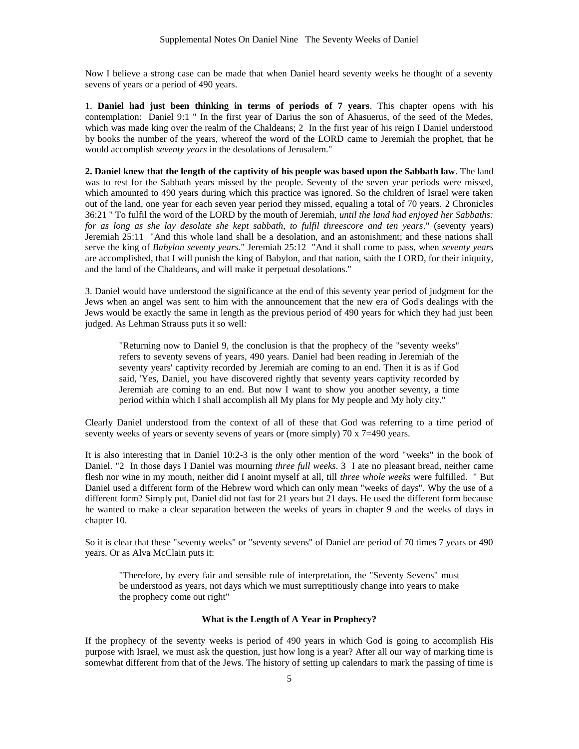Now I believe a strong case can be made that when Daniel heard seventy weeks he thought of a seventy sevens of years or a period of 490 years.

1. **Daniel had just been thinking in terms of periods of 7 years**. This chapter opens with his contemplation: Daniel 9:1 " In the first year of Darius the son of Ahasuerus, of the seed of the Medes, which was made king over the realm of the Chaldeans; 2 In the first year of his reign I Daniel understood by books the number of the years, whereof the word of the LORD came to Jeremiah the prophet, that he would accomplish *seventy years* in the desolations of Jerusalem."

**2. Daniel knew that the length of the captivity of his people was based upon the Sabbath law**. The land was to rest for the Sabbath years missed by the people. Seventy of the seven year periods were missed, which amounted to 490 years during which this practice was ignored. So the children of Israel were taken out of the land, one year for each seven year period they missed, equaling a total of 70 years. 2 Chronicles 36:21 " To fulfil the word of the LORD by the mouth of Jeremiah, *until the land had enjoyed her Sabbaths: for as long as she lay desolate she kept sabbath, to fulfil threescore and ten years*." (seventy years) Jeremiah 25:11 "And this whole land shall be a desolation, and an astonishment; and these nations shall serve the king of *Babylon seventy years*." Jeremiah 25:12 "And it shall come to pass, when *seventy years* are accomplished, that I will punish the king of Babylon, and that nation, saith the LORD, for their iniquity, and the land of the Chaldeans, and will make it perpetual desolations."

3. Daniel would have understood the significance at the end of this seventy year period of judgment for the Jews when an angel was sent to him with the announcement that the new era of God's dealings with the Jews would be exactly the same in length as the previous period of 490 years for which they had just been judged. As Lehman Strauss puts it so well:

> "Returning now to Daniel 9, the conclusion is that the prophecy of the "seventy weeks" refers to seventy sevens of years, 490 years. Daniel had been reading in Jeremiah of the seventy years' captivity recorded by Jeremiah are coming to an end. Then it is as if God said, 'Yes, Daniel, you have discovered rightly that seventy years captivity recorded by Jeremiah are coming to an end. But now I want to show you another seventy, a time period within which I shall accomplish all My plans for My people and My holy city."

Clearly Daniel understood from the context of all of these that God was referring to a time period of seventy weeks of years or seventy sevens of years or (more simply) 70 x 7=490 years.

It is also interesting that in Daniel 10:2-3 is the only other mention of the word "weeks" in the book of Daniel. "2 In those days I Daniel was mourning *three full weeks*. 3 I ate no pleasant bread, neither came flesh nor wine in my mouth, neither did I anoint myself at all, till *three whole weeks* were fulfilled. " But Daniel used a different form of the Hebrew word which can only mean "weeks of days". Why the use of a different form? Simply put, Daniel did not fast for 21 years but 21 days. He used the different form because he wanted to make a clear separation between the weeks of years in chapter 9 and the weeks of days in chapter 10.

So it is clear that these "seventy weeks" or "seventy sevens" of Daniel are period of 70 times 7 years or 490 years. Or as Alva McClain puts it:

> "Therefore, by every fair and sensible rule of interpretation, the "Seventy Sevens" must be understood as years, not days which we must surreptitiously change into years to make the prophecy come out right"

### What is the Length of A Year in Prophecy?

If the prophecy of the seventy weeks is period of 490 years in which God is going to accomplish His purpose with Israel, we must ask the question, just how long is a year? After all our way of marking time is somewhat different from that of the Jews. The history of setting up calendars to mark the passing of time is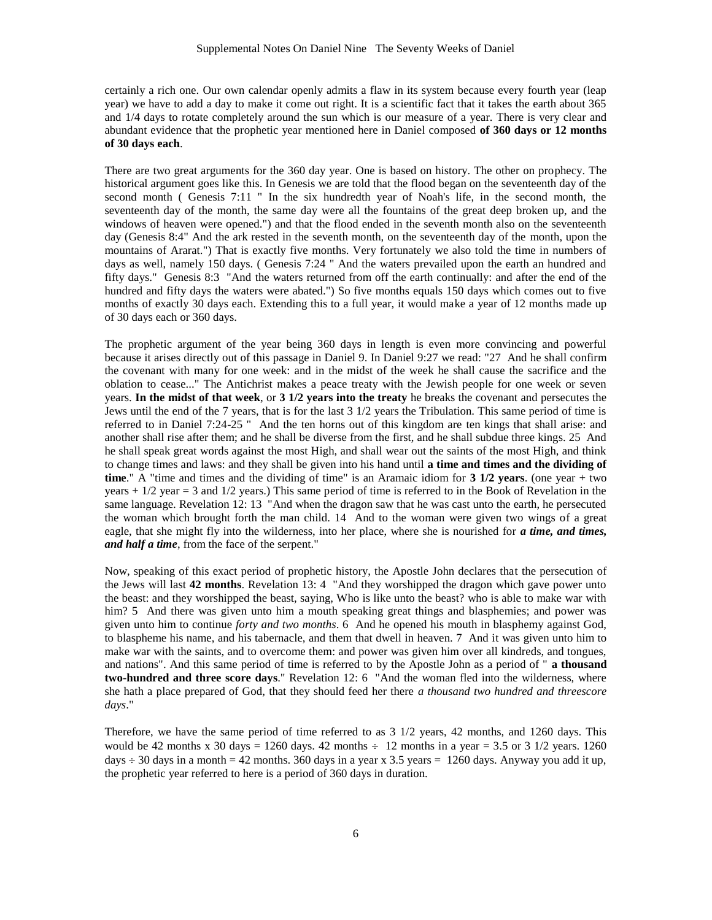certainly a rich one. Our own calendar openly admits a flaw in its system because every fourth year (leap year) we have to add a day to make it come out right. It is a scientific fact that it takes the earth about 365 and 1/4 days to rotate completely around the sun which is our measure of a year. There is very clear and abundant evidence that the prophetic year mentioned here in Daniel composed **of 360 days or 12 months of 30 days each**.

There are two great arguments for the 360 day year. One is based on history. The other on prophecy. The historical argument goes like this. In Genesis we are told that the flood began on the seventeenth day of the second month ( Genesis 7:11 " In the six hundredth year of Noah's life, in the second month, the seventeenth day of the month, the same day were all the fountains of the great deep broken up, and the windows of heaven were opened.") and that the flood ended in the seventh month also on the seventeenth day (Genesis 8:4" And the ark rested in the seventh month, on the seventeenth day of the month, upon the mountains of Ararat.") That is exactly five months. Very fortunately we also told the time in numbers of days as well, namely 150 days. ( Genesis 7:24 " And the waters prevailed upon the earth an hundred and fifty days." Genesis 8:3 "And the waters returned from off the earth continually: and after the end of the hundred and fifty days the waters were abated.") So five months equals 150 days which comes out to five months of exactly 30 days each. Extending this to a full year, it would make a year of 12 months made up of 30 days each or 360 days.

The prophetic argument of the year being 360 days in length is even more convincing and powerful because it arises directly out of this passage in Daniel 9. In Daniel 9:27 we read: "27 And he shall confirm the covenant with many for one week: and in the midst of the week he shall cause the sacrifice and the oblation to cease..." The Antichrist makes a peace treaty with the Jewish people for one week or seven years. **In the midst of that week**, or **3 1/2 years into the treaty** he breaks the covenant and persecutes the Jews until the end of the 7 years, that is for the last 3 1/2 years the Tribulation. This same period of time is referred to in Daniel 7:24-25 " And the ten horns out of this kingdom are ten kings that shall arise: and another shall rise after them; and he shall be diverse from the first, and he shall subdue three kings. 25 And he shall speak great words against the most High, and shall wear out the saints of the most High, and think to change times and laws: and they shall be given into his hand until **a time and times and the dividing of time**." A "time and times and the dividing of time" is an Aramaic idiom for **3 1/2 years**. (one year + two years + 1/2 year = 3 and 1/2 years.) This same period of time is referred to in the Book of Revelation in the same language. Revelation 12: 13 "And when the dragon saw that he was cast unto the earth, he persecuted the woman which brought forth the man child. 14 And to the woman were given two wings of a great eagle, that she might fly into the wilderness, into her place, where she is nourished for ***a time, and times, and half a time***, from the face of the serpent."

Now, speaking of this exact period of prophetic history, the Apostle John declares that the persecution of the Jews will last **42 months**. Revelation 13: 4 "And they worshipped the dragon which gave power unto the beast: and they worshipped the beast, saying, Who is like unto the beast? who is able to make war with him? 5 And there was given unto him a mouth speaking great things and blasphemies; and power was given unto him to continue *forty and two months*. 6 And he opened his mouth in blasphemy against God, to blaspheme his name, and his tabernacle, and them that dwell in heaven. 7 And it was given unto him to make war with the saints, and to overcome them: and power was given him over all kindreds, and tongues, and nations". And this same period of time is referred to by the Apostle John as a period of " **a thousand two-hundred and three score days**." Revelation 12: 6 "And the woman fled into the wilderness, where she hath a place prepared of God, that they should feed her there *a thousand two hundred and threescore days*."

Therefore, we have the same period of time referred to as 3 1/2 years, 42 months, and 1260 days. This would be 42 months x 30 days = 1260 days. 42 months ÷ 12 months in a year = 3.5 or 3 1/2 years. 1260 days ÷ 30 days in a month = 42 months. 360 days in a year x 3.5 years = 1260 days. Anyway you add it up, the prophetic year referred to here is a period of 360 days in duration.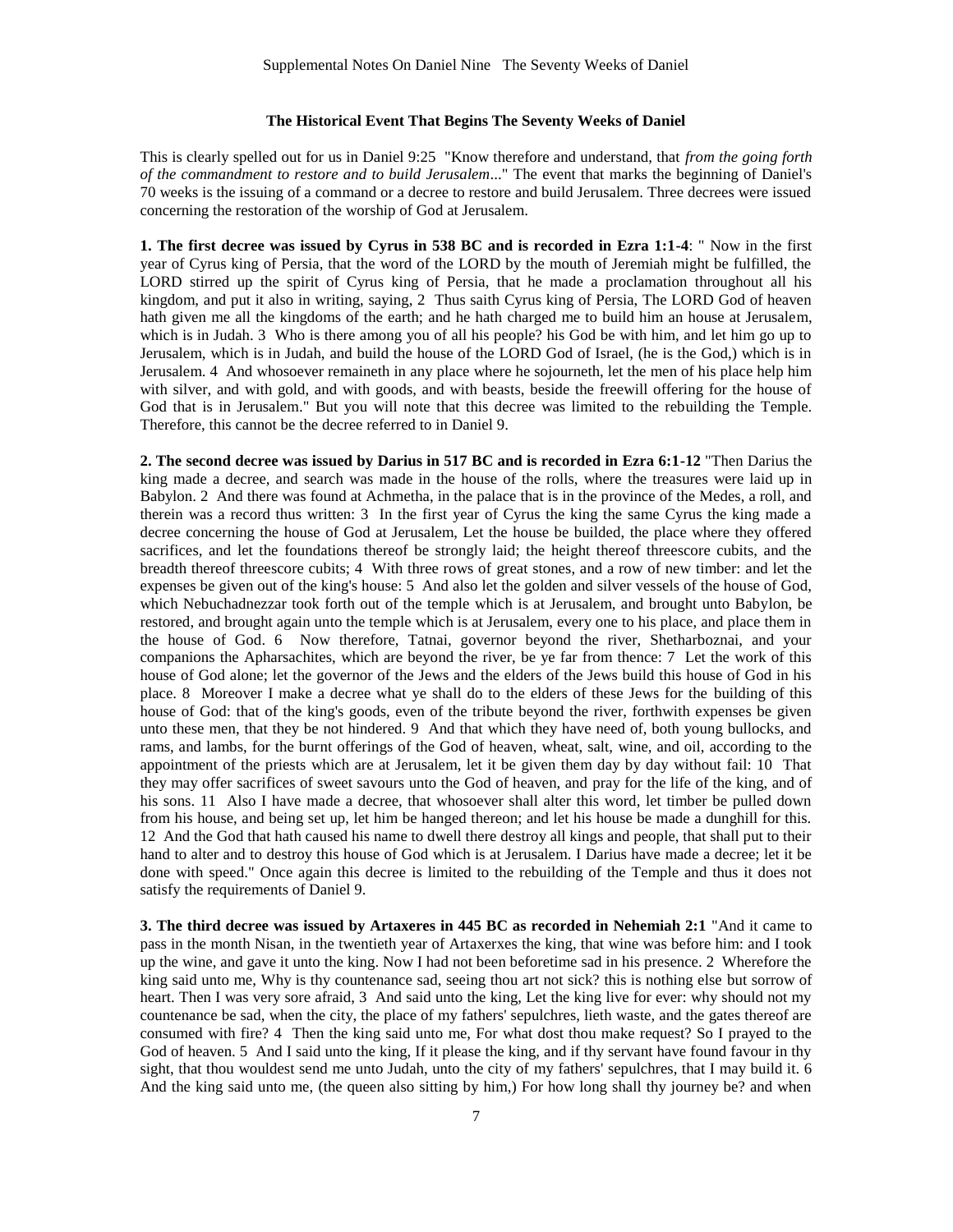### The Historical Event That Begins The Seventy Weeks of Daniel

This is clearly spelled out for us in Daniel 9:25 "Know therefore and understand, that *from the going forth of the commandment to restore and to build Jerusalem*..." The event that marks the beginning of Daniel's 70 weeks is the issuing of a command or a decree to restore and build Jerusalem. Three decrees were issued concerning the restoration of the worship of God at Jerusalem.

**1. The first decree was issued by Cyrus in 538 BC and is recorded in Ezra 1:1-4**: " Now in the first year of Cyrus king of Persia, that the word of the LORD by the mouth of Jeremiah might be fulfilled, the LORD stirred up the spirit of Cyrus king of Persia, that he made a proclamation throughout all his kingdom, and put it also in writing, saying, 2 Thus saith Cyrus king of Persia, The LORD God of heaven hath given me all the kingdoms of the earth; and he hath charged me to build him an house at Jerusalem, which is in Judah. 3 Who is there among you of all his people? his God be with him, and let him go up to Jerusalem, which is in Judah, and build the house of the LORD God of Israel, (he is the God,) which is in Jerusalem. 4 And whosoever remaineth in any place where he sojourneth, let the men of his place help him with silver, and with gold, and with goods, and with beasts, beside the freewill offering for the house of God that is in Jerusalem." But you will note that this decree was limited to the rebuilding the Temple. Therefore, this cannot be the decree referred to in Daniel 9.

**2. The second decree was issued by Darius in 517 BC and is recorded in Ezra 6:1-12** "Then Darius the king made a decree, and search was made in the house of the rolls, where the treasures were laid up in Babylon. 2 And there was found at Achmetha, in the palace that is in the province of the Medes, a roll, and therein was a record thus written: 3 In the first year of Cyrus the king the same Cyrus the king made a decree concerning the house of God at Jerusalem, Let the house be builded, the place where they offered sacrifices, and let the foundations thereof be strongly laid; the height thereof threescore cubits, and the breadth thereof threescore cubits; 4 With three rows of great stones, and a row of new timber: and let the expenses be given out of the king's house: 5 And also let the golden and silver vessels of the house of God, which Nebuchadnezzar took forth out of the temple which is at Jerusalem, and brought unto Babylon, be restored, and brought again unto the temple which is at Jerusalem, every one to his place, and place them in the house of God. 6 Now therefore, Tatnai, governor beyond the river, Shetharboznai, and your companions the Apharsachites, which are beyond the river, be ye far from thence: 7 Let the work of this house of God alone; let the governor of the Jews and the elders of the Jews build this house of God in his place. 8 Moreover I make a decree what ye shall do to the elders of these Jews for the building of this house of God: that of the king's goods, even of the tribute beyond the river, forthwith expenses be given unto these men, that they be not hindered. 9 And that which they have need of, both young bullocks, and rams, and lambs, for the burnt offerings of the God of heaven, wheat, salt, wine, and oil, according to the appointment of the priests which are at Jerusalem, let it be given them day by day without fail: 10 That they may offer sacrifices of sweet savours unto the God of heaven, and pray for the life of the king, and of his sons. 11 Also I have made a decree, that whosoever shall alter this word, let timber be pulled down from his house, and being set up, let him be hanged thereon; and let his house be made a dunghill for this. 12 And the God that hath caused his name to dwell there destroy all kings and people, that shall put to their hand to alter and to destroy this house of God which is at Jerusalem. I Darius have made a decree; let it be done with speed." Once again this decree is limited to the rebuilding of the Temple and thus it does not satisfy the requirements of Daniel 9.

**3. The third decree was issued by Artaxeres in 445 BC as recorded in Nehemiah 2:1** "And it came to pass in the month Nisan, in the twentieth year of Artaxerxes the king, that wine was before him: and I took up the wine, and gave it unto the king. Now I had not been beforetime sad in his presence. 2 Wherefore the king said unto me, Why is thy countenance sad, seeing thou art not sick? this is nothing else but sorrow of heart. Then I was very sore afraid, 3 And said unto the king, Let the king live for ever: why should not my countenance be sad, when the city, the place of my fathers' sepulchres, lieth waste, and the gates thereof are consumed with fire? 4 Then the king said unto me, For what dost thou make request? So I prayed to the God of heaven. 5 And I said unto the king, If it please the king, and if thy servant have found favour in thy sight, that thou wouldest send me unto Judah, unto the city of my fathers' sepulchres, that I may build it. 6 And the king said unto me, (the queen also sitting by him,) For how long shall thy journey be? and when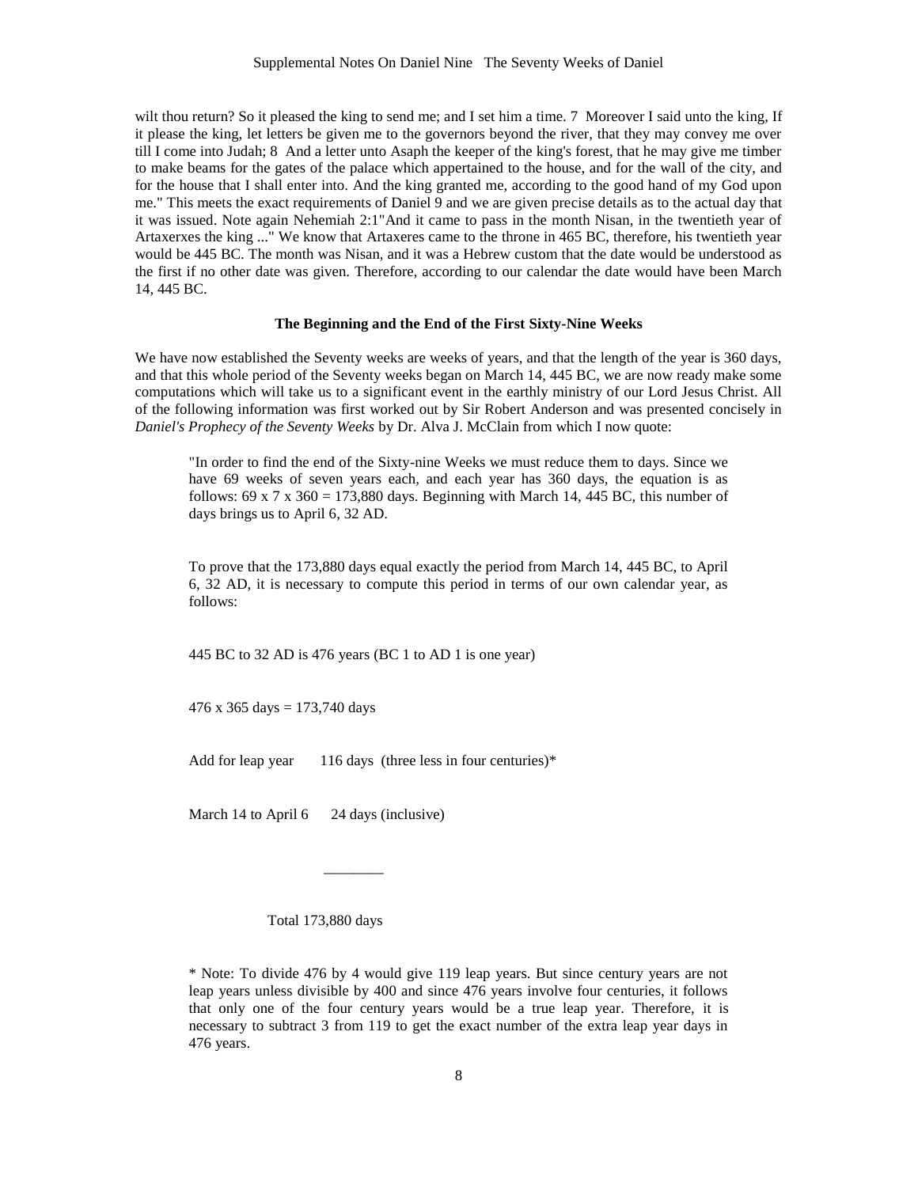wilt thou return? So it pleased the king to send me; and I set him a time. 7 Moreover I said unto the king, If it please the king, let letters be given me to the governors beyond the river, that they may convey me over till I come into Judah; 8 And a letter unto Asaph the keeper of the king's forest, that he may give me timber to make beams for the gates of the palace which appertained to the house, and for the wall of the city, and for the house that I shall enter into. And the king granted me, according to the good hand of my God upon me." This meets the exact requirements of Daniel 9 and we are given precise details as to the actual day that it was issued. Note again Nehemiah 2:1"And it came to pass in the month Nisan, in the twentieth year of Artaxerxes the king ..." We know that Artaxeres came to the throne in 465 BC, therefore, his twentieth year would be 445 BC. The month was Nisan, and it was a Hebrew custom that the date would be understood as the first if no other date was given. Therefore, according to our calendar the date would have been March 14, 445 BC.

### The Beginning and the End of the First Sixty-Nine Weeks

We have now established the Seventy weeks are weeks of years, and that the length of the year is 360 days, and that this whole period of the Seventy weeks began on March 14, 445 BC, we are now ready make some computations which will take us to a significant event in the earthly ministry of our Lord Jesus Christ. All of the following information was first worked out by Sir Robert Anderson and was presented concisely in *Daniel's Prophecy of the Seventy Weeks* by Dr. Alva J. McClain from which I now quote:

> "In order to find the end of the Sixty-nine Weeks we must reduce them to days. Since we have 69 weeks of seven years each, and each year has 360 days, the equation is as follows: 69 x 7 x 360 = 173,880 days. Beginning with March 14, 445 BC, this number of days brings us to April 6, 32 AD.
>
> To prove that the 173,880 days equal exactly the period from March 14, 445 BC, to April 6, 32 AD, it is necessary to compute this period in terms of our own calendar year, as follows:
>
> 445 BC to 32 AD is 476 years (BC 1 to AD 1 is one year)
>
> 476 x 365 days = 173,740 days
>
> Add for leap year 116 days (three less in four centuries)*
>
> March 14 to April 6 24 days (inclusive)
>
> ________
>
> Total 173,880 days
>
> * Note: To divide 476 by 4 would give 119 leap years. But since century years are not leap years unless divisible by 400 and since 476 years involve four centuries, it follows that only one of the four century years would be a true leap year. Therefore, it is necessary to subtract 3 from 119 to get the exact number of the extra leap year days in 476 years.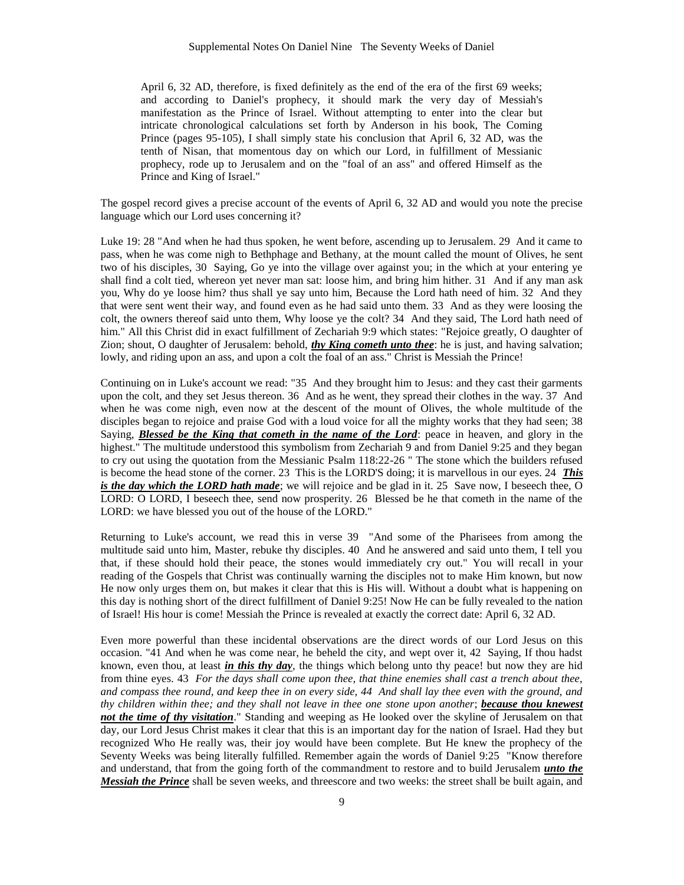> April 6, 32 AD, therefore, is fixed definitely as the end of the era of the first 69 weeks; and according to Daniel's prophecy, it should mark the very day of Messiah's manifestation as the Prince of Israel. Without attempting to enter into the clear but intricate chronological calculations set forth by Anderson in his book, The Coming Prince (pages 95-105), I shall simply state his conclusion that April 6, 32 AD, was the tenth of Nisan, that momentous day on which our Lord, in fulfillment of Messianic prophecy, rode up to Jerusalem and on the "foal of an ass" and offered Himself as the Prince and King of Israel."

The gospel record gives a precise account of the events of April 6, 32 AD and would you note the precise language which our Lord uses concerning it?

Luke 19: 28 "And when he had thus spoken, he went before, ascending up to Jerusalem. 29 And it came to pass, when he was come nigh to Bethphage and Bethany, at the mount called the mount of Olives, he sent two of his disciples, 30 Saying, Go ye into the village over against you; in the which at your entering ye shall find a colt tied, whereon yet never man sat: loose him, and bring him hither. 31 And if any man ask you, Why do ye loose him? thus shall ye say unto him, Because the Lord hath need of him. 32 And they that were sent went their way, and found even as he had said unto them. 33 And as they were loosing the colt, the owners thereof said unto them, Why loose ye the colt? 34 And they said, The Lord hath need of him." All this Christ did in exact fulfillment of Zechariah 9:9 which states: "Rejoice greatly, O daughter of Zion; shout, O daughter of Jerusalem: behold, ***<u>thy King cometh unto thee</u>***: he is just, and having salvation; lowly, and riding upon an ass, and upon a colt the foal of an ass." Christ is Messiah the Prince!

Continuing on in Luke's account we read: "35 And they brought him to Jesus: and they cast their garments upon the colt, and they set Jesus thereon. 36 And as he went, they spread their clothes in the way. 37 And when he was come nigh, even now at the descent of the mount of Olives, the whole multitude of the disciples began to rejoice and praise God with a loud voice for all the mighty works that they had seen; 38 Saying, ***<u>Blessed be the King that cometh in the name of the Lord</u>***: peace in heaven, and glory in the highest." The multitude understood this symbolism from Zechariah 9 and from Daniel 9:25 and they began to cry out using the quotation from the Messianic Psalm 118:22-26 " The stone which the builders refused is become the head stone of the corner. 23 This is the LORD'S doing; it is marvellous in our eyes. 24 ***<u>This is the day which the LORD hath made</u>***; we will rejoice and be glad in it. 25 Save now, I beseech thee, O LORD: O LORD, I beseech thee, send now prosperity. 26 Blessed be he that cometh in the name of the LORD: we have blessed you out of the house of the LORD."

Returning to Luke's account, we read this in verse 39 "And some of the Pharisees from among the multitude said unto him, Master, rebuke thy disciples. 40 And he answered and said unto them, I tell you that, if these should hold their peace, the stones would immediately cry out." You will recall in your reading of the Gospels that Christ was continually warning the disciples not to make Him known, but now He now only urges them on, but makes it clear that this is His will. Without a doubt what is happening on this day is nothing short of the direct fulfillment of Daniel 9:25! Now He can be fully revealed to the nation of Israel! His hour is come! Messiah the Prince is revealed at exactly the correct date: April 6, 32 AD.

Even more powerful than these incidental observations are the direct words of our Lord Jesus on this occasion. "41 And when he was come near, he beheld the city, and wept over it, 42 Saying, If thou hadst known, even thou, at least ***<u>in this thy day</u>***, the things which belong unto thy peace! but now they are hid from thine eyes. 43 *For the days shall come upon thee, that thine enemies shall cast a trench about thee, and compass thee round, and keep thee in on every side, 44 And shall lay thee even with the ground, and thy children within thee; and they shall not leave in thee one stone upon another*; ***<u>because thou knewest not the time of thy visitation</u>***." Standing and weeping as He looked over the skyline of Jerusalem on that day, our Lord Jesus Christ makes it clear that this is an important day for the nation of Israel. Had they but recognized Who He really was, their joy would have been complete. But He knew the prophecy of the Seventy Weeks was being literally fulfilled. Remember again the words of Daniel 9:25 "Know therefore and understand, that from the going forth of the commandment to restore and to build Jerusalem ***<u>unto the Messiah the Prince</u>*** shall be seven weeks, and threescore and two weeks: the street shall be built again, and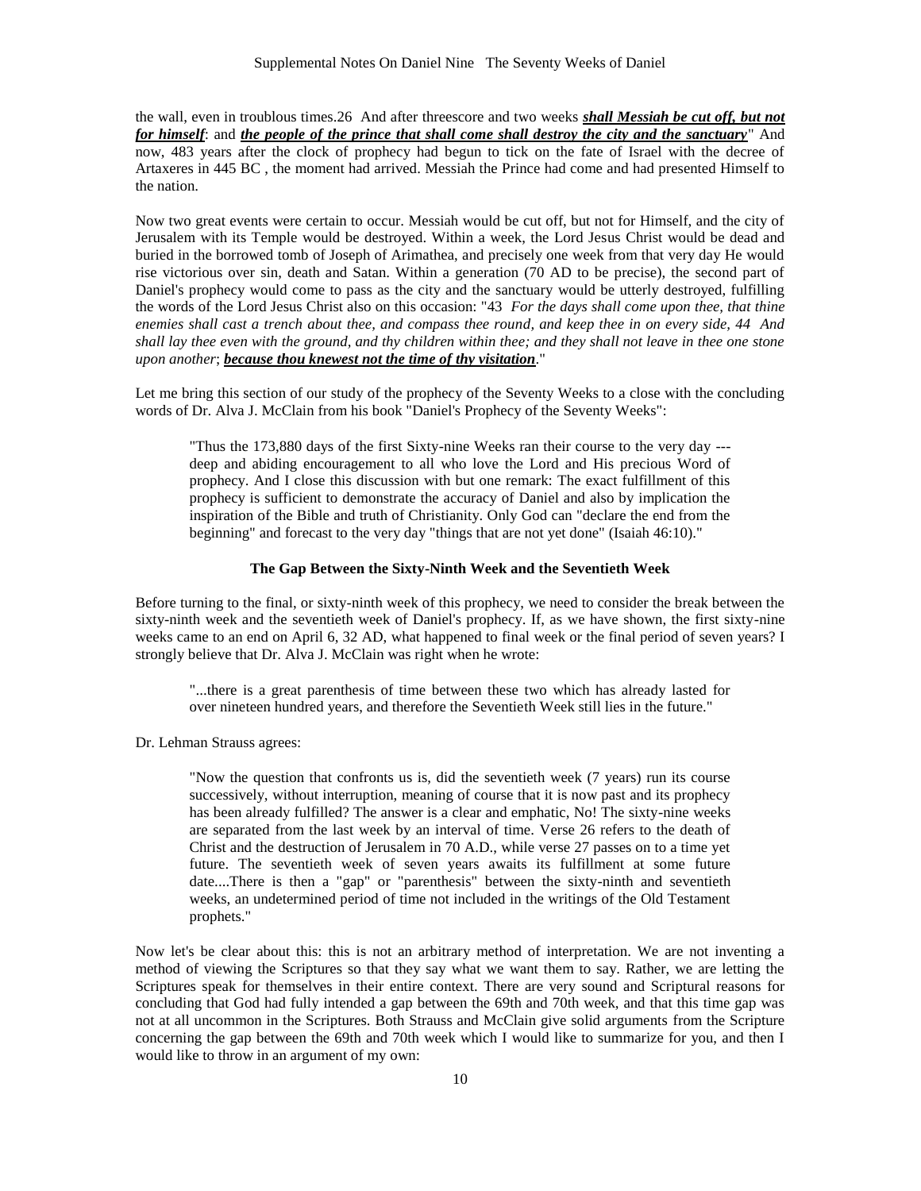the wall, even in troublous times.26 And after threescore and two weeks ***shall Messiah be cut off, but not for himself***: and ***the people of the prince that shall come shall destroy the city and the sanctuary***" And now, 483 years after the clock of prophecy had begun to tick on the fate of Israel with the decree of Artaxeres in 445 BC , the moment had arrived. Messiah the Prince had come and had presented Himself to the nation.

Now two great events were certain to occur. Messiah would be cut off, but not for Himself, and the city of Jerusalem with its Temple would be destroyed. Within a week, the Lord Jesus Christ would be dead and buried in the borrowed tomb of Joseph of Arimathea, and precisely one week from that very day He would rise victorious over sin, death and Satan. Within a generation (70 AD to be precise), the second part of Daniel's prophecy would come to pass as the city and the sanctuary would be utterly destroyed, fulfilling the words of the Lord Jesus Christ also on this occasion: "43 *For the days shall come upon thee, that thine enemies shall cast a trench about thee, and compass thee round, and keep thee in on every side, 44 And shall lay thee even with the ground, and thy children within thee; and they shall not leave in thee one stone upon another*; ***because thou knewest not the time of thy visitation***."

Let me bring this section of our study of the prophecy of the Seventy Weeks to a close with the concluding words of Dr. Alva J. McClain from his book "Daniel's Prophecy of the Seventy Weeks":

> "Thus the 173,880 days of the first Sixty-nine Weeks ran their course to the very day --- deep and abiding encouragement to all who love the Lord and His precious Word of prophecy. And I close this discussion with but one remark: The exact fulfillment of this prophecy is sufficient to demonstrate the accuracy of Daniel and also by implication the inspiration of the Bible and truth of Christianity. Only God can "declare the end from the beginning" and forecast to the very day "things that are not yet done" (Isaiah 46:10)."

### The Gap Between the Sixty-Ninth Week and the Seventieth Week

Before turning to the final, or sixty-ninth week of this prophecy, we need to consider the break between the sixty-ninth week and the seventieth week of Daniel's prophecy. If, as we have shown, the first sixty-nine weeks came to an end on April 6, 32 AD, what happened to final week or the final period of seven years? I strongly believe that Dr. Alva J. McClain was right when he wrote:

> "...there is a great parenthesis of time between these two which has already lasted for over nineteen hundred years, and therefore the Seventieth Week still lies in the future."

Dr. Lehman Strauss agrees:

> "Now the question that confronts us is, did the seventieth week (7 years) run its course successively, without interruption, meaning of course that it is now past and its prophecy has been already fulfilled? The answer is a clear and emphatic, No! The sixty-nine weeks are separated from the last week by an interval of time. Verse 26 refers to the death of Christ and the destruction of Jerusalem in 70 A.D., while verse 27 passes on to a time yet future. The seventieth week of seven years awaits its fulfillment at some future date....There is then a "gap" or "parenthesis" between the sixty-ninth and seventieth weeks, an undetermined period of time not included in the writings of the Old Testament prophets."

Now let's be clear about this: this is not an arbitrary method of interpretation. We are not inventing a method of viewing the Scriptures so that they say what we want them to say. Rather, we are letting the Scriptures speak for themselves in their entire context. There are very sound and Scriptural reasons for concluding that God had fully intended a gap between the 69th and 70th week, and that this time gap was not at all uncommon in the Scriptures. Both Strauss and McClain give solid arguments from the Scripture concerning the gap between the 69th and 70th week which I would like to summarize for you, and then I would like to throw in an argument of my own: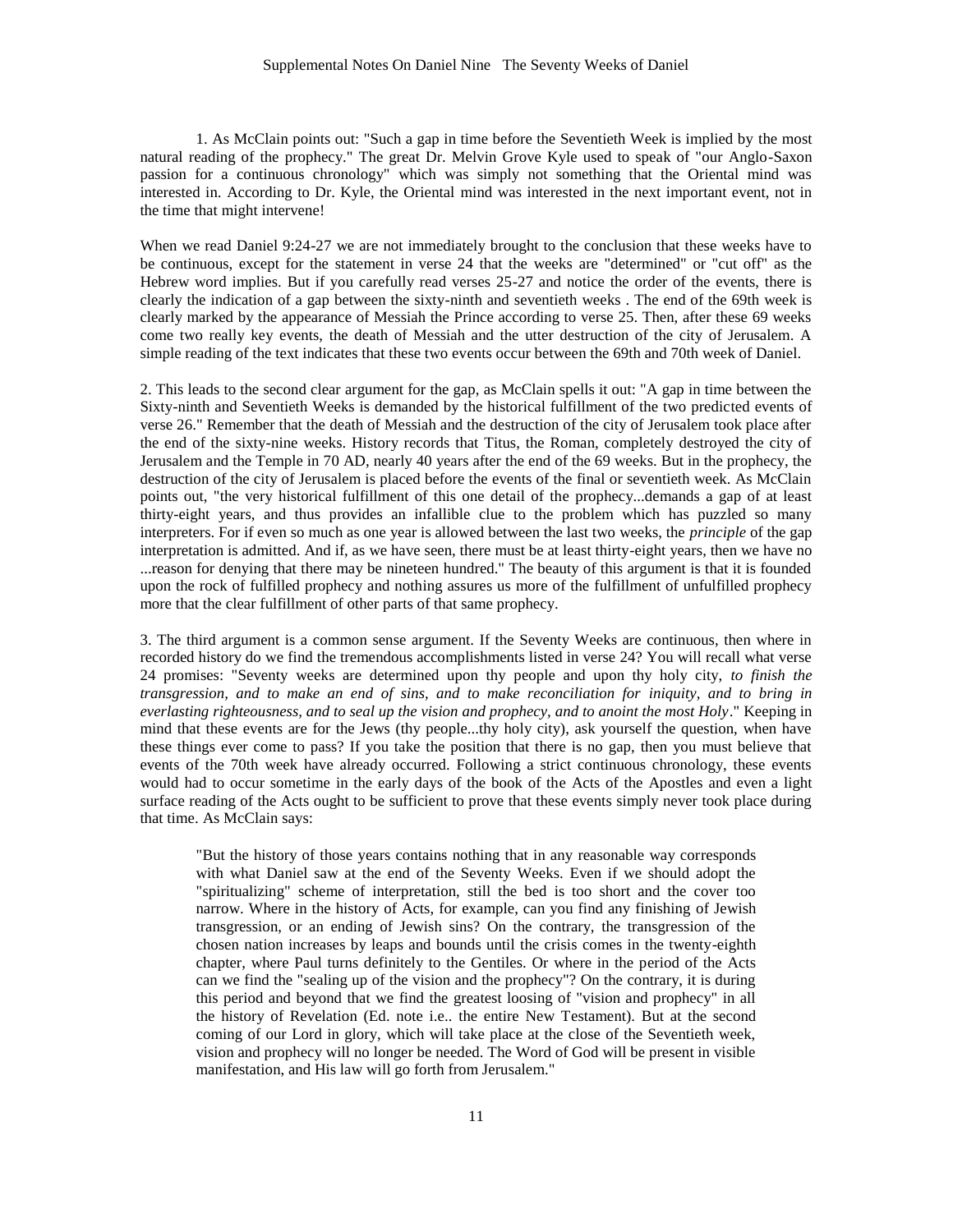1. As McClain points out: "Such a gap in time before the Seventieth Week is implied by the most natural reading of the prophecy." The great Dr. Melvin Grove Kyle used to speak of "our Anglo-Saxon passion for a continuous chronology" which was simply not something that the Oriental mind was interested in. According to Dr. Kyle, the Oriental mind was interested in the next important event, not in the time that might intervene!

When we read Daniel 9:24-27 we are not immediately brought to the conclusion that these weeks have to be continuous, except for the statement in verse 24 that the weeks are "determined" or "cut off" as the Hebrew word implies. But if you carefully read verses 25-27 and notice the order of the events, there is clearly the indication of a gap between the sixty-ninth and seventieth weeks . The end of the 69th week is clearly marked by the appearance of Messiah the Prince according to verse 25. Then, after these 69 weeks come two really key events, the death of Messiah and the utter destruction of the city of Jerusalem. A simple reading of the text indicates that these two events occur between the 69th and 70th week of Daniel.

2. This leads to the second clear argument for the gap, as McClain spells it out: "A gap in time between the Sixty-ninth and Seventieth Weeks is demanded by the historical fulfillment of the two predicted events of verse 26." Remember that the death of Messiah and the destruction of the city of Jerusalem took place after the end of the sixty-nine weeks. History records that Titus, the Roman, completely destroyed the city of Jerusalem and the Temple in 70 AD, nearly 40 years after the end of the 69 weeks. But in the prophecy, the destruction of the city of Jerusalem is placed before the events of the final or seventieth week. As McClain points out, "the very historical fulfillment of this one detail of the prophecy...demands a gap of at least thirty-eight years, and thus provides an infallible clue to the problem which has puzzled so many interpreters. For if even so much as one year is allowed between the last two weeks, the *principle* of the gap interpretation is admitted. And if, as we have seen, there must be at least thirty-eight years, then we have no ...reason for denying that there may be nineteen hundred." The beauty of this argument is that it is founded upon the rock of fulfilled prophecy and nothing assures us more of the fulfillment of unfulfilled prophecy more that the clear fulfillment of other parts of that same prophecy.

3. The third argument is a common sense argument. If the Seventy Weeks are continuous, then where in recorded history do we find the tremendous accomplishments listed in verse 24? You will recall what verse 24 promises: "Seventy weeks are determined upon thy people and upon thy holy city, *to finish the transgression, and to make an end of sins, and to make reconciliation for iniquity, and to bring in everlasting righteousness, and to seal up the vision and prophecy, and to anoint the most Holy*." Keeping in mind that these events are for the Jews (thy people...thy holy city), ask yourself the question, when have these things ever come to pass? If you take the position that there is no gap, then you must believe that events of the 70th week have already occurred. Following a strict continuous chronology, these events would had to occur sometime in the early days of the book of the Acts of the Apostles and even a light surface reading of the Acts ought to be sufficient to prove that these events simply never took place during that time. As McClain says:

> "But the history of those years contains nothing that in any reasonable way corresponds with what Daniel saw at the end of the Seventy Weeks. Even if we should adopt the "spiritualizing" scheme of interpretation, still the bed is too short and the cover too narrow. Where in the history of Acts, for example, can you find any finishing of Jewish transgression, or an ending of Jewish sins? On the contrary, the transgression of the chosen nation increases by leaps and bounds until the crisis comes in the twenty-eighth chapter, where Paul turns definitely to the Gentiles. Or where in the period of the Acts can we find the "sealing up of the vision and the prophecy"? On the contrary, it is during this period and beyond that we find the greatest loosing of "vision and prophecy" in all the history of Revelation (Ed. note i.e.. the entire New Testament). But at the second coming of our Lord in glory, which will take place at the close of the Seventieth week, vision and prophecy will no longer be needed. The Word of God will be present in visible manifestation, and His law will go forth from Jerusalem."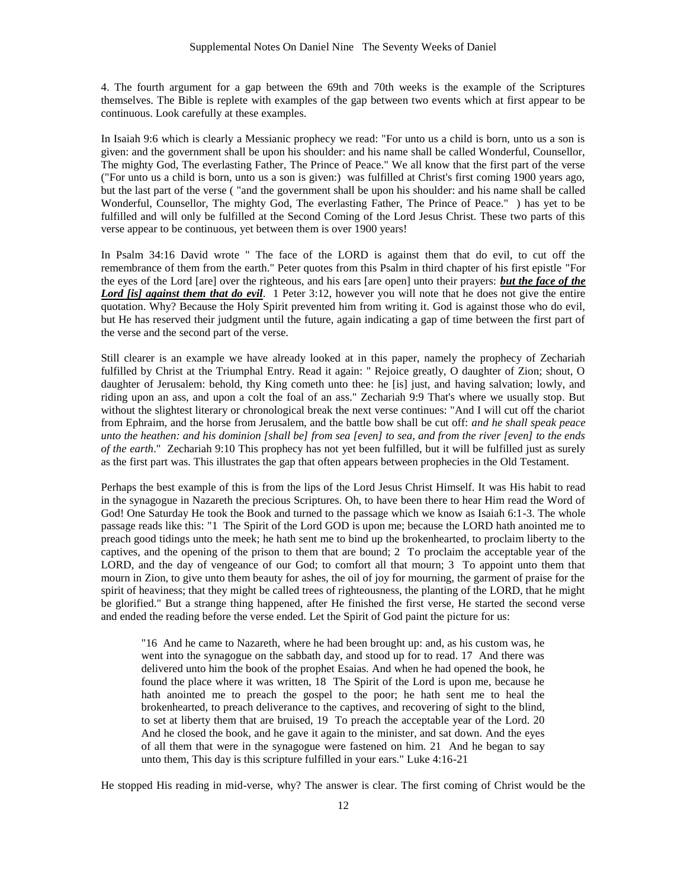4. The fourth argument for a gap between the 69th and 70th weeks is the example of the Scriptures themselves. The Bible is replete with examples of the gap between two events which at first appear to be continuous. Look carefully at these examples.

In Isaiah 9:6 which is clearly a Messianic prophecy we read: "For unto us a child is born, unto us a son is given: and the government shall be upon his shoulder: and his name shall be called Wonderful, Counsellor, The mighty God, The everlasting Father, The Prince of Peace." We all know that the first part of the verse ("For unto us a child is born, unto us a son is given:) was fulfilled at Christ's first coming 1900 years ago, but the last part of the verse ( "and the government shall be upon his shoulder: and his name shall be called Wonderful, Counsellor, The mighty God, The everlasting Father, The Prince of Peace." ) has yet to be fulfilled and will only be fulfilled at the Second Coming of the Lord Jesus Christ. These two parts of this verse appear to be continuous, yet between them is over 1900 years!

In Psalm 34:16 David wrote " The face of the LORD is against them that do evil, to cut off the remembrance of them from the earth." Peter quotes from this Psalm in third chapter of his first epistle "For the eyes of the Lord [are] over the righteous, and his ears [are open] unto their prayers: ***but the face of the Lord [is] against them that do evil***. 1 Peter 3:12, however you will note that he does not give the entire quotation. Why? Because the Holy Spirit prevented him from writing it. God is against those who do evil, but He has reserved their judgment until the future, again indicating a gap of time between the first part of the verse and the second part of the verse.

Still clearer is an example we have already looked at in this paper, namely the prophecy of Zechariah fulfilled by Christ at the Triumphal Entry. Read it again: " Rejoice greatly, O daughter of Zion; shout, O daughter of Jerusalem: behold, thy King cometh unto thee: he [is] just, and having salvation; lowly, and riding upon an ass, and upon a colt the foal of an ass." Zechariah 9:9 That's where we usually stop. But without the slightest literary or chronological break the next verse continues: "And I will cut off the chariot from Ephraim, and the horse from Jerusalem, and the battle bow shall be cut off: *and he shall speak peace unto the heathen: and his dominion [shall be] from sea [even] to sea, and from the river [even] to the ends of the earth*." Zechariah 9:10 This prophecy has not yet been fulfilled, but it will be fulfilled just as surely as the first part was. This illustrates the gap that often appears between prophecies in the Old Testament.

Perhaps the best example of this is from the lips of the Lord Jesus Christ Himself. It was His habit to read in the synagogue in Nazareth the precious Scriptures. Oh, to have been there to hear Him read the Word of God! One Saturday He took the Book and turned to the passage which we know as Isaiah 6:1-3. The whole passage reads like this: "1 The Spirit of the Lord GOD is upon me; because the LORD hath anointed me to preach good tidings unto the meek; he hath sent me to bind up the brokenhearted, to proclaim liberty to the captives, and the opening of the prison to them that are bound; 2 To proclaim the acceptable year of the LORD, and the day of vengeance of our God; to comfort all that mourn; 3 To appoint unto them that mourn in Zion, to give unto them beauty for ashes, the oil of joy for mourning, the garment of praise for the spirit of heaviness; that they might be called trees of righteousness, the planting of the LORD, that he might be glorified." But a strange thing happened, after He finished the first verse, He started the second verse and ended the reading before the verse ended. Let the Spirit of God paint the picture for us:

> "16 And he came to Nazareth, where he had been brought up: and, as his custom was, he went into the synagogue on the sabbath day, and stood up for to read. 17 And there was delivered unto him the book of the prophet Esaias. And when he had opened the book, he found the place where it was written, 18 The Spirit of the Lord is upon me, because he hath anointed me to preach the gospel to the poor; he hath sent me to heal the brokenhearted, to preach deliverance to the captives, and recovering of sight to the blind, to set at liberty them that are bruised, 19 To preach the acceptable year of the Lord. 20 And he closed the book, and he gave it again to the minister, and sat down. And the eyes of all them that were in the synagogue were fastened on him. 21 And he began to say unto them, This day is this scripture fulfilled in your ears." Luke 4:16-21

He stopped His reading in mid-verse, why? The answer is clear. The first coming of Christ would be the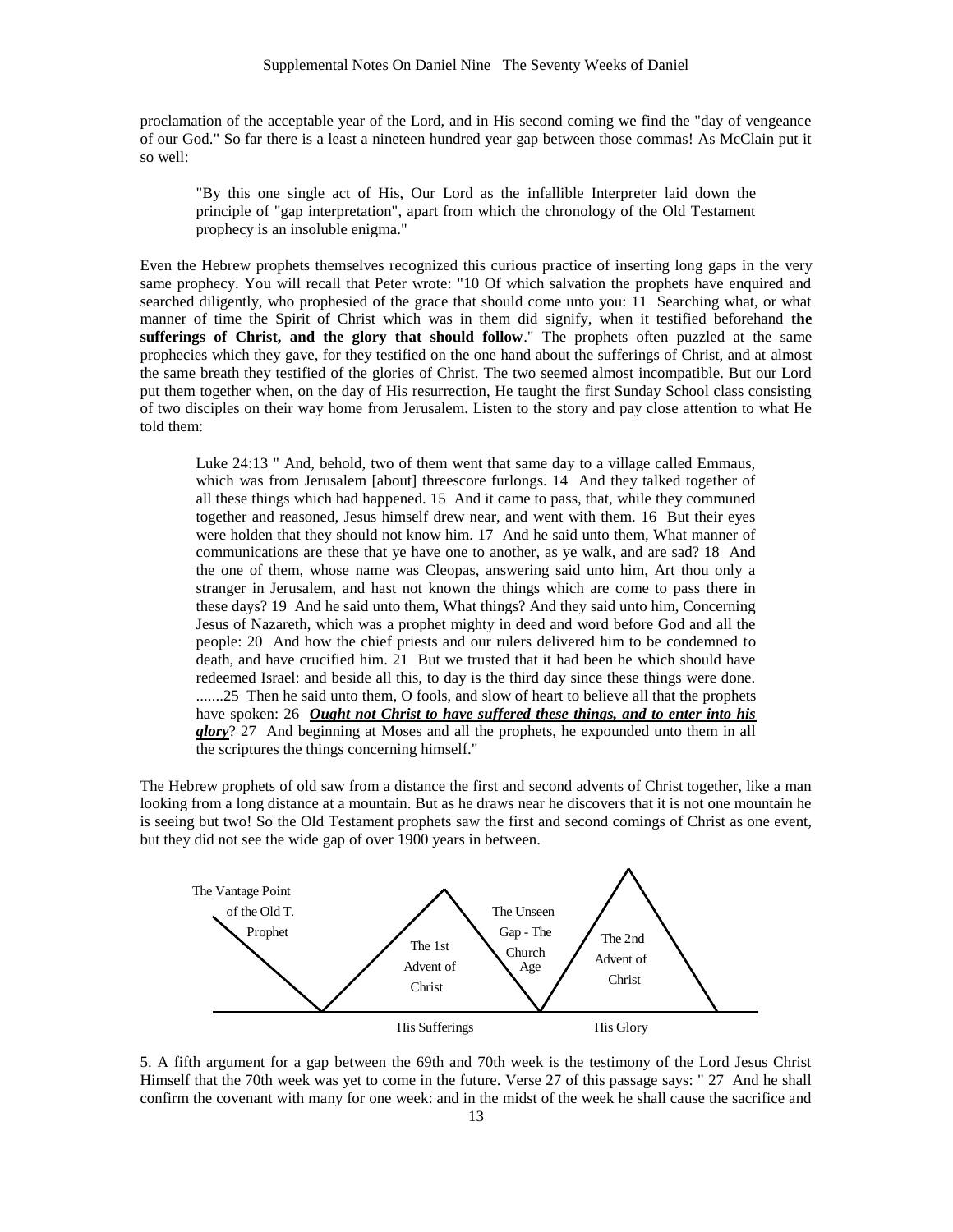proclamation of the acceptable year of the Lord, and in His second coming we find the "day of vengeance of our God." So far there is a least a nineteen hundred year gap between those commas! As McClain put it so well:

> "By this one single act of His, Our Lord as the infallible Interpreter laid down the principle of "gap interpretation", apart from which the chronology of the Old Testament prophecy is an insoluble enigma."

Even the Hebrew prophets themselves recognized this curious practice of inserting long gaps in the very same prophecy. You will recall that Peter wrote: "10 Of which salvation the prophets have enquired and searched diligently, who prophesied of the grace that should come unto you: 11 Searching what, or what manner of time the Spirit of Christ which was in them did signify, when it testified beforehand **the sufferings of Christ, and the glory that should follow**." The prophets often puzzled at the same prophecies which they gave, for they testified on the one hand about the sufferings of Christ, and at almost the same breath they testified of the glories of Christ. The two seemed almost incompatible. But our Lord put them together when, on the day of His resurrection, He taught the first Sunday School class consisting of two disciples on their way home from Jerusalem. Listen to the story and pay close attention to what He told them:

> Luke 24:13 " And, behold, two of them went that same day to a village called Emmaus, which was from Jerusalem [about] threescore furlongs. 14 And they talked together of all these things which had happened. 15 And it came to pass, that, while they communed together and reasoned, Jesus himself drew near, and went with them. 16 But their eyes were holden that they should not know him. 17 And he said unto them, What manner of communications are these that ye have one to another, as ye walk, and are sad? 18 And the one of them, whose name was Cleopas, answering said unto him, Art thou only a stranger in Jerusalem, and hast not known the things which are come to pass there in these days? 19 And he said unto them, What things? And they said unto him, Concerning Jesus of Nazareth, which was a prophet mighty in deed and word before God and all the people: 20 And how the chief priests and our rulers delivered him to be condemned to death, and have crucified him. 21 But we trusted that it had been he which should have redeemed Israel: and beside all this, to day is the third day since these things were done. .......25 Then he said unto them, O fools, and slow of heart to believe all that the prophets have spoken: 26 ***<u>Ought not Christ to have suffered these things, and to enter into his glory</u>***? 27 And beginning at Moses and all the prophets, he expounded unto them in all the scriptures the things concerning himself."

The Hebrew prophets of old saw from a distance the first and second advents of Christ together, like a man looking from a long distance at a mountain. But as he draws near he discovers that it is not one mountain he is seeing but two! So the Old Testament prophets saw the first and second comings of Christ as one event, but they did not see the wide gap of over 1900 years in between.

The Vantage Point of the Old T. Prophet — The 1st Advent of Christ — The Unseen Gap - The Church Age — The 2nd Advent of Christ

His Sufferings — His Glory

5. A fifth argument for a gap between the 69th and 70th week is the testimony of the Lord Jesus Christ Himself that the 70th week was yet to come in the future. Verse 27 of this passage says: " 27 And he shall confirm the covenant with many for one week: and in the midst of the week he shall cause the sacrifice and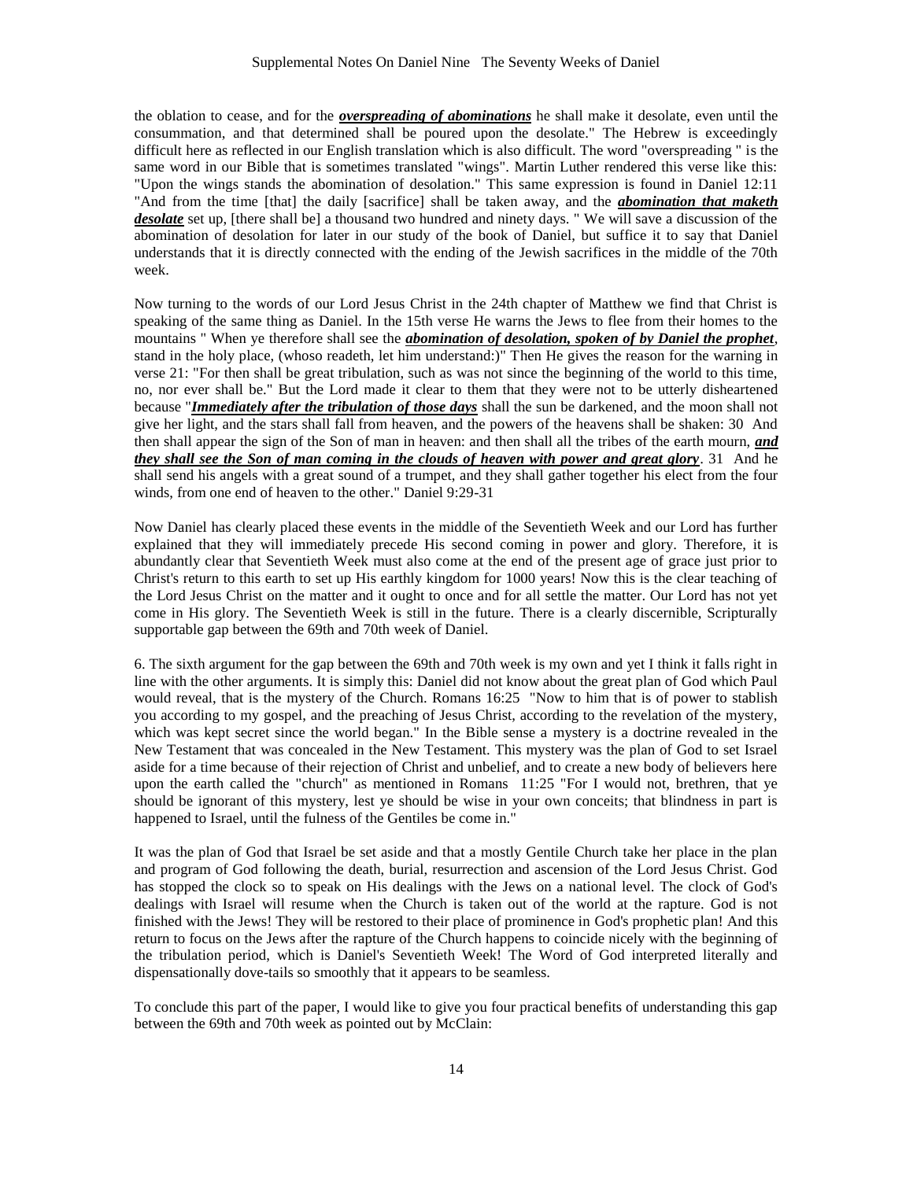the oblation to cease, and for the ***overspreading of abominations*** he shall make it desolate, even until the consummation, and that determined shall be poured upon the desolate." The Hebrew is exceedingly difficult here as reflected in our English translation which is also difficult. The word "overspreading " is the same word in our Bible that is sometimes translated "wings". Martin Luther rendered this verse like this: "Upon the wings stands the abomination of desolation." This same expression is found in Daniel 12:11 "And from the time [that] the daily [sacrifice] shall be taken away, and the ***abomination that maketh desolate*** set up, [there shall be] a thousand two hundred and ninety days. " We will save a discussion of the abomination of desolation for later in our study of the book of Daniel, but suffice it to say that Daniel understands that it is directly connected with the ending of the Jewish sacrifices in the middle of the 70th week.

Now turning to the words of our Lord Jesus Christ in the 24th chapter of Matthew we find that Christ is speaking of the same thing as Daniel. In the 15th verse He warns the Jews to flee from their homes to the mountains " When ye therefore shall see the ***abomination of desolation, spoken of by Daniel the prophet***, stand in the holy place, (whoso readeth, let him understand:)" Then He gives the reason for the warning in verse 21: "For then shall be great tribulation, such as was not since the beginning of the world to this time, no, nor ever shall be." But the Lord made it clear to them that they were not to be utterly disheartened because "***Immediately after the tribulation of those days*** shall the sun be darkened, and the moon shall not give her light, and the stars shall fall from heaven, and the powers of the heavens shall be shaken: 30 And then shall appear the sign of the Son of man in heaven: and then shall all the tribes of the earth mourn, ***and they shall see the Son of man coming in the clouds of heaven with power and great glory***. 31 And he shall send his angels with a great sound of a trumpet, and they shall gather together his elect from the four winds, from one end of heaven to the other." Daniel 9:29-31

Now Daniel has clearly placed these events in the middle of the Seventieth Week and our Lord has further explained that they will immediately precede His second coming in power and glory. Therefore, it is abundantly clear that Seventieth Week must also come at the end of the present age of grace just prior to Christ's return to this earth to set up His earthly kingdom for 1000 years! Now this is the clear teaching of the Lord Jesus Christ on the matter and it ought to once and for all settle the matter. Our Lord has not yet come in His glory. The Seventieth Week is still in the future. There is a clearly discernible, Scripturally supportable gap between the 69th and 70th week of Daniel.

6. The sixth argument for the gap between the 69th and 70th week is my own and yet I think it falls right in line with the other arguments. It is simply this: Daniel did not know about the great plan of God which Paul would reveal, that is the mystery of the Church. Romans 16:25 "Now to him that is of power to stablish you according to my gospel, and the preaching of Jesus Christ, according to the revelation of the mystery, which was kept secret since the world began." In the Bible sense a mystery is a doctrine revealed in the New Testament that was concealed in the New Testament. This mystery was the plan of God to set Israel aside for a time because of their rejection of Christ and unbelief, and to create a new body of believers here upon the earth called the "church" as mentioned in Romans 11:25 "For I would not, brethren, that ye should be ignorant of this mystery, lest ye should be wise in your own conceits; that blindness in part is happened to Israel, until the fulness of the Gentiles be come in."

It was the plan of God that Israel be set aside and that a mostly Gentile Church take her place in the plan and program of God following the death, burial, resurrection and ascension of the Lord Jesus Christ. God has stopped the clock so to speak on His dealings with the Jews on a national level. The clock of God's dealings with Israel will resume when the Church is taken out of the world at the rapture. God is not finished with the Jews! They will be restored to their place of prominence in God's prophetic plan! And this return to focus on the Jews after the rapture of the Church happens to coincide nicely with the beginning of the tribulation period, which is Daniel's Seventieth Week! The Word of God interpreted literally and dispensationally dove-tails so smoothly that it appears to be seamless.

To conclude this part of the paper, I would like to give you four practical benefits of understanding this gap between the 69th and 70th week as pointed out by McClain: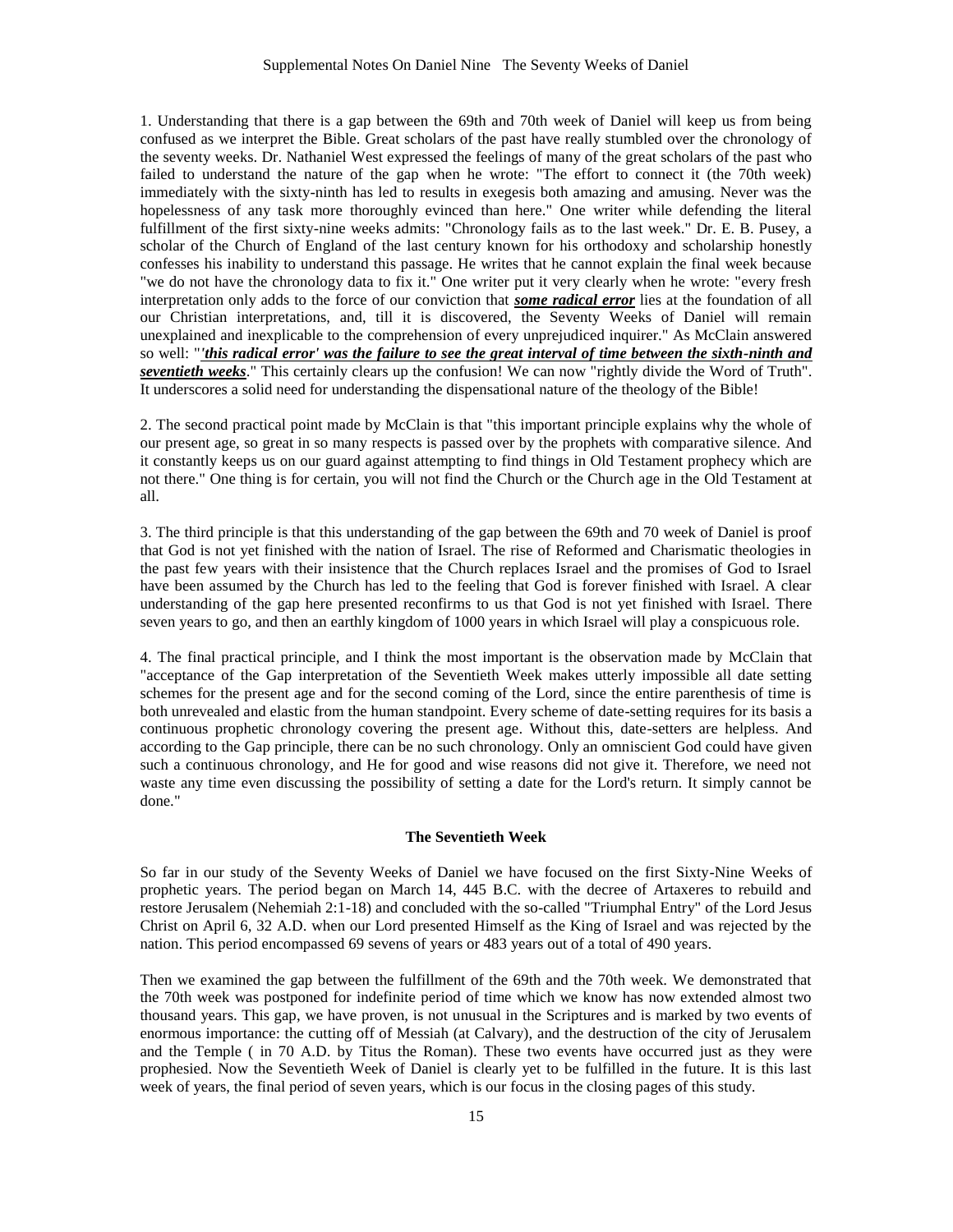1. Understanding that there is a gap between the 69th and 70th week of Daniel will keep us from being confused as we interpret the Bible. Great scholars of the past have really stumbled over the chronology of the seventy weeks. Dr. Nathaniel West expressed the feelings of many of the great scholars of the past who failed to understand the nature of the gap when he wrote: "The effort to connect it (the 70th week) immediately with the sixty-ninth has led to results in exegesis both amazing and amusing. Never was the hopelessness of any task more thoroughly evinced than here." One writer while defending the literal fulfillment of the first sixty-nine weeks admits: "Chronology fails as to the last week." Dr. E. B. Pusey, a scholar of the Church of England of the last century known for his orthodoxy and scholarship honestly confesses his inability to understand this passage. He writes that he cannot explain the final week because "we do not have the chronology data to fix it." One writer put it very clearly when he wrote: "every fresh interpretation only adds to the force of our conviction that ***some radical error*** lies at the foundation of all our Christian interpretations, and, till it is discovered, the Seventy Weeks of Daniel will remain unexplained and inexplicable to the comprehension of every unprejudiced inquirer." As McClain answered so well: "***'this radical error' was the failure to see the great interval of time between the sixth-ninth and seventieth weeks***." This certainly clears up the confusion! We can now "rightly divide the Word of Truth". It underscores a solid need for understanding the dispensational nature of the theology of the Bible!

2. The second practical point made by McClain is that "this important principle explains why the whole of our present age, so great in so many respects is passed over by the prophets with comparative silence. And it constantly keeps us on our guard against attempting to find things in Old Testament prophecy which are not there." One thing is for certain, you will not find the Church or the Church age in the Old Testament at all.

3. The third principle is that this understanding of the gap between the 69th and 70 week of Daniel is proof that God is not yet finished with the nation of Israel. The rise of Reformed and Charismatic theologies in the past few years with their insistence that the Church replaces Israel and the promises of God to Israel have been assumed by the Church has led to the feeling that God is forever finished with Israel. A clear understanding of the gap here presented reconfirms to us that God is not yet finished with Israel. There seven years to go, and then an earthly kingdom of 1000 years in which Israel will play a conspicuous role.

4. The final practical principle, and I think the most important is the observation made by McClain that "acceptance of the Gap interpretation of the Seventieth Week makes utterly impossible all date setting schemes for the present age and for the second coming of the Lord, since the entire parenthesis of time is both unrevealed and elastic from the human standpoint. Every scheme of date-setting requires for its basis a continuous prophetic chronology covering the present age. Without this, date-setters are helpless. And according to the Gap principle, there can be no such chronology. Only an omniscient God could have given such a continuous chronology, and He for good and wise reasons did not give it. Therefore, we need not waste any time even discussing the possibility of setting a date for the Lord's return. It simply cannot be done."

### The Seventieth Week

So far in our study of the Seventy Weeks of Daniel we have focused on the first Sixty-Nine Weeks of prophetic years. The period began on March 14, 445 B.C. with the decree of Artaxeres to rebuild and restore Jerusalem (Nehemiah 2:1-18) and concluded with the so-called "Triumphal Entry" of the Lord Jesus Christ on April 6, 32 A.D. when our Lord presented Himself as the King of Israel and was rejected by the nation. This period encompassed 69 sevens of years or 483 years out of a total of 490 years.

Then we examined the gap between the fulfillment of the 69th and the 70th week. We demonstrated that the 70th week was postponed for indefinite period of time which we know has now extended almost two thousand years. This gap, we have proven, is not unusual in the Scriptures and is marked by two events of enormous importance: the cutting off of Messiah (at Calvary), and the destruction of the city of Jerusalem and the Temple ( in 70 A.D. by Titus the Roman). These two events have occurred just as they were prophesied. Now the Seventieth Week of Daniel is clearly yet to be fulfilled in the future. It is this last week of years, the final period of seven years, which is our focus in the closing pages of this study.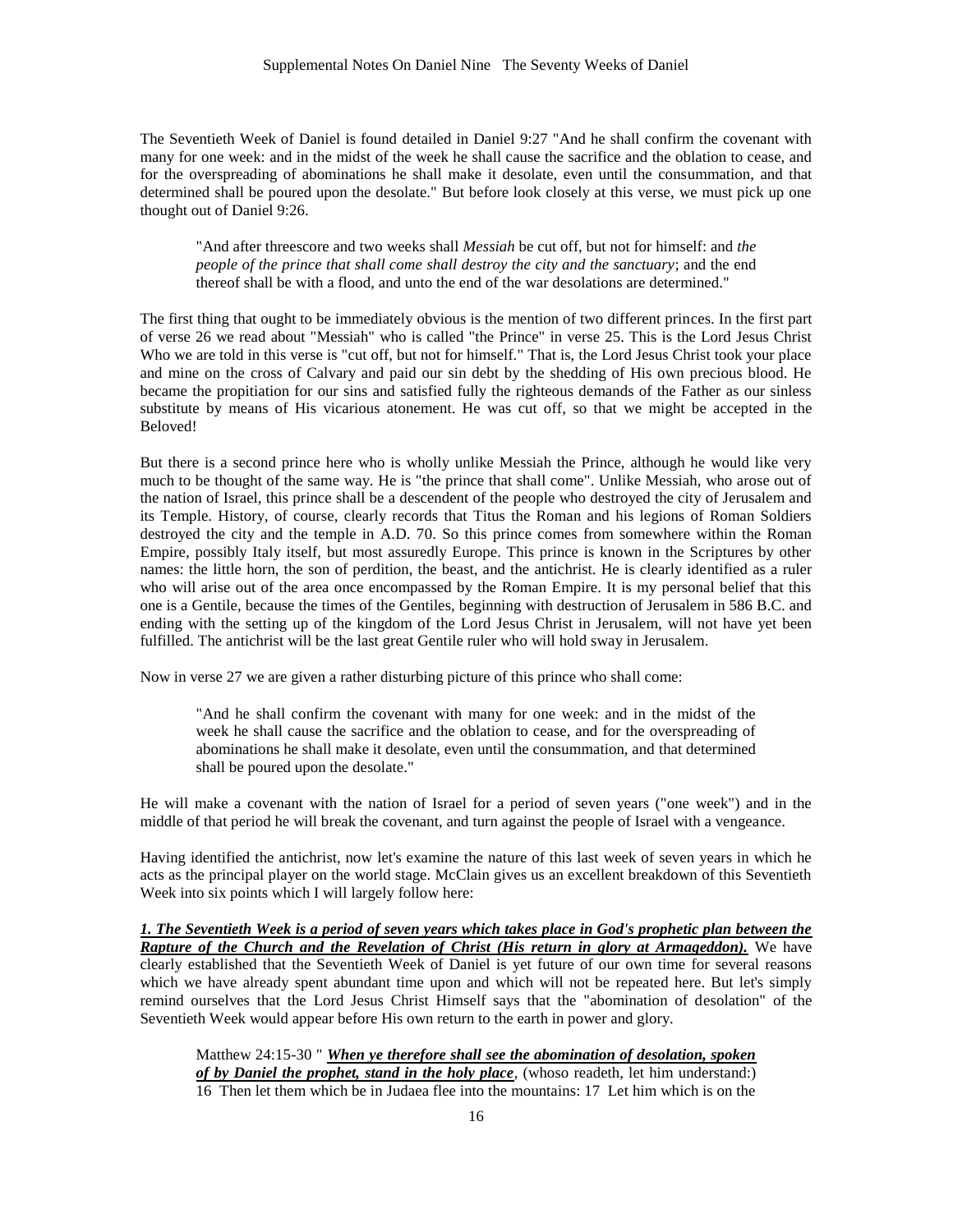The Seventieth Week of Daniel is found detailed in Daniel 9:27 "And he shall confirm the covenant with many for one week: and in the midst of the week he shall cause the sacrifice and the oblation to cease, and for the overspreading of abominations he shall make it desolate, even until the consummation, and that determined shall be poured upon the desolate." But before look closely at this verse, we must pick up one thought out of Daniel 9:26.

> "And after threescore and two weeks shall *Messiah* be cut off, but not for himself: and *the people of the prince that shall come shall destroy the city and the sanctuary*; and the end thereof shall be with a flood, and unto the end of the war desolations are determined."

The first thing that ought to be immediately obvious is the mention of two different princes. In the first part of verse 26 we read about "Messiah" who is called "the Prince" in verse 25. This is the Lord Jesus Christ Who we are told in this verse is "cut off, but not for himself." That is, the Lord Jesus Christ took your place and mine on the cross of Calvary and paid our sin debt by the shedding of His own precious blood. He became the propitiation for our sins and satisfied fully the righteous demands of the Father as our sinless substitute by means of His vicarious atonement. He was cut off, so that we might be accepted in the Beloved!

But there is a second prince here who is wholly unlike Messiah the Prince, although he would like very much to be thought of the same way. He is "the prince that shall come". Unlike Messiah, who arose out of the nation of Israel, this prince shall be a descendent of the people who destroyed the city of Jerusalem and its Temple. History, of course, clearly records that Titus the Roman and his legions of Roman Soldiers destroyed the city and the temple in A.D. 70. So this prince comes from somewhere within the Roman Empire, possibly Italy itself, but most assuredly Europe. This prince is known in the Scriptures by other names: the little horn, the son of perdition, the beast, and the antichrist. He is clearly identified as a ruler who will arise out of the area once encompassed by the Roman Empire. It is my personal belief that this one is a Gentile, because the times of the Gentiles, beginning with destruction of Jerusalem in 586 B.C. and ending with the setting up of the kingdom of the Lord Jesus Christ in Jerusalem, will not have yet been fulfilled. The antichrist will be the last great Gentile ruler who will hold sway in Jerusalem.

Now in verse 27 we are given a rather disturbing picture of this prince who shall come:

> "And he shall confirm the covenant with many for one week: and in the midst of the week he shall cause the sacrifice and the oblation to cease, and for the overspreading of abominations he shall make it desolate, even until the consummation, and that determined shall be poured upon the desolate."

He will make a covenant with the nation of Israel for a period of seven years ("one week") and in the middle of that period he will break the covenant, and turn against the people of Israel with a vengeance.

Having identified the antichrist, now let's examine the nature of this last week of seven years in which he acts as the principal player on the world stage. McClain gives us an excellent breakdown of this Seventieth Week into six points which I will largely follow here:

***1. The Seventieth Week is a period of seven years which takes place in God's prophetic plan between the Rapture of the Church and the Revelation of Christ (His return in glory at Armageddon).*** We have clearly established that the Seventieth Week of Daniel is yet future of our own time for several reasons which we have already spent abundant time upon and which will not be repeated here. But let's simply remind ourselves that the Lord Jesus Christ Himself says that the "abomination of desolation" of the Seventieth Week would appear before His own return to the earth in power and glory.

> Matthew 24:15-30 " ***When ye therefore shall see the abomination of desolation, spoken of by Daniel the prophet, stand in the holy place***, (whoso readeth, let him understand:) 16 Then let them which be in Judaea flee into the mountains: 17 Let him which is on the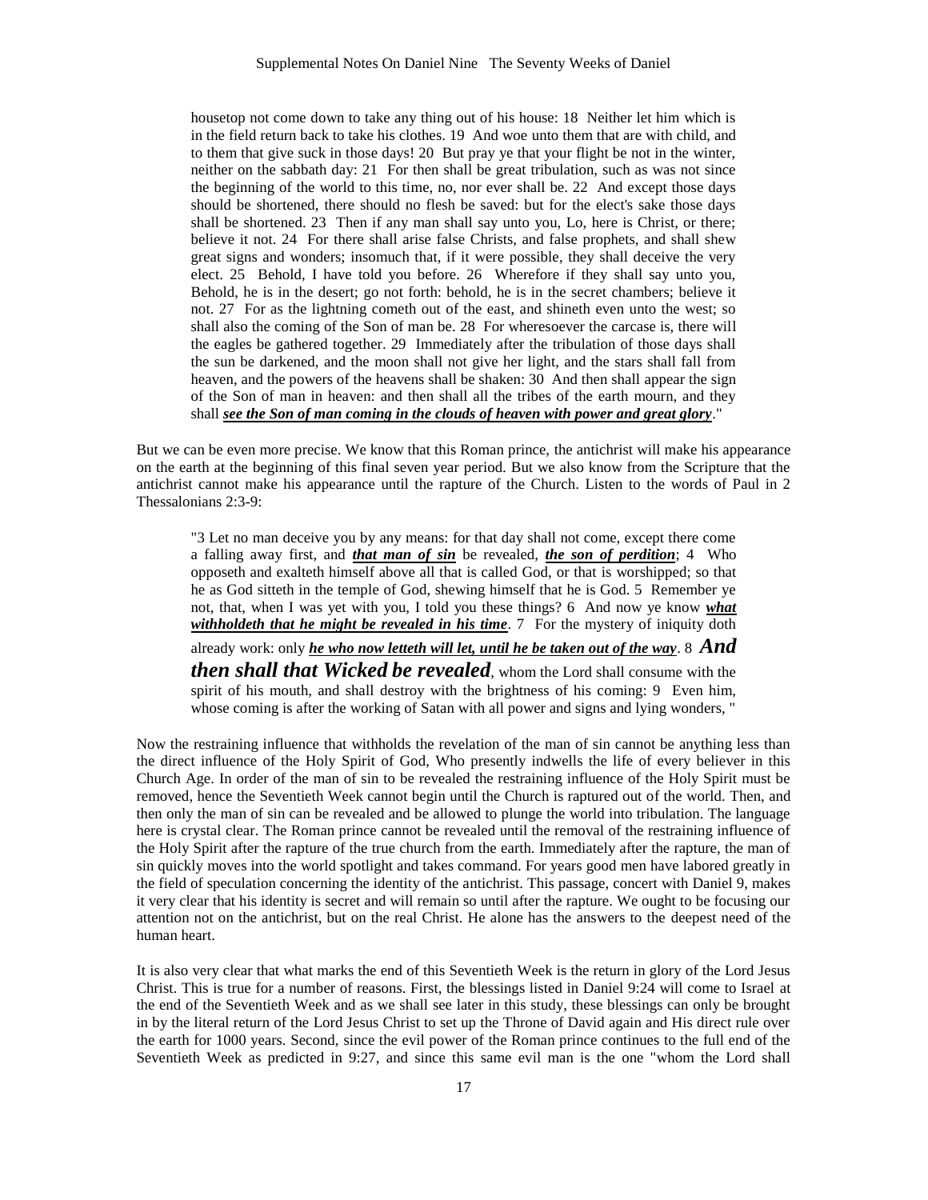> housetop not come down to take any thing out of his house: 18 Neither let him which is in the field return back to take his clothes. 19 And woe unto them that are with child, and to them that give suck in those days! 20 But pray ye that your flight be not in the winter, neither on the sabbath day: 21 For then shall be great tribulation, such as was not since the beginning of the world to this time, no, nor ever shall be. 22 And except those days should be shortened, there should no flesh be saved: but for the elect's sake those days shall be shortened. 23 Then if any man shall say unto you, Lo, here is Christ, or there; believe it not. 24 For there shall arise false Christs, and false prophets, and shall shew great signs and wonders; insomuch that, if it were possible, they shall deceive the very elect. 25 Behold, I have told you before. 26 Wherefore if they shall say unto you, Behold, he is in the desert; go not forth: behold, he is in the secret chambers; believe it not. 27 For as the lightning cometh out of the east, and shineth even unto the west; so shall also the coming of the Son of man be. 28 For wheresoever the carcase is, there will the eagles be gathered together. 29 Immediately after the tribulation of those days shall the sun be darkened, and the moon shall not give her light, and the stars shall fall from heaven, and the powers of the heavens shall be shaken: 30 And then shall appear the sign of the Son of man in heaven: and then shall all the tribes of the earth mourn, and they shall ***see the Son of man coming in the clouds of heaven with power and great glory***."

But we can be even more precise. We know that this Roman prince, the antichrist will make his appearance on the earth at the beginning of this final seven year period. But we also know from the Scripture that the antichrist cannot make his appearance until the rapture of the Church. Listen to the words of Paul in 2 Thessalonians 2:3-9:

> "3 Let no man deceive you by any means: for that day shall not come, except there come a falling away first, and ***that man of sin*** be revealed, ***the son of perdition***; 4 Who opposeth and exalteth himself above all that is called God, or that is worshipped; so that he as God sitteth in the temple of God, shewing himself that he is God. 5 Remember ye not, that, when I was yet with you, I told you these things? 6 And now ye know ***what withholdeth that he might be revealed in his time***. 7 For the mystery of iniquity doth already work: only ***he who now letteth will let, until he be taken out of the way***. 8 ***And then shall that Wicked be revealed***, whom the Lord shall consume with the spirit of his mouth, and shall destroy with the brightness of his coming: 9 Even him, whose coming is after the working of Satan with all power and signs and lying wonders, "

Now the restraining influence that withholds the revelation of the man of sin cannot be anything less than the direct influence of the Holy Spirit of God, Who presently indwells the life of every believer in this Church Age. In order of the man of sin to be revealed the restraining influence of the Holy Spirit must be removed, hence the Seventieth Week cannot begin until the Church is raptured out of the world. Then, and then only the man of sin can be revealed and be allowed to plunge the world into tribulation. The language here is crystal clear. The Roman prince cannot be revealed until the removal of the restraining influence of the Holy Spirit after the rapture of the true church from the earth. Immediately after the rapture, the man of sin quickly moves into the world spotlight and takes command. For years good men have labored greatly in the field of speculation concerning the identity of the antichrist. This passage, concert with Daniel 9, makes it very clear that his identity is secret and will remain so until after the rapture. We ought to be focusing our attention not on the antichrist, but on the real Christ. He alone has the answers to the deepest need of the human heart.

It is also very clear that what marks the end of this Seventieth Week is the return in glory of the Lord Jesus Christ. This is true for a number of reasons. First, the blessings listed in Daniel 9:24 will come to Israel at the end of the Seventieth Week and as we shall see later in this study, these blessings can only be brought in by the literal return of the Lord Jesus Christ to set up the Throne of David again and His direct rule over the earth for 1000 years. Second, since the evil power of the Roman prince continues to the full end of the Seventieth Week as predicted in 9:27, and since this same evil man is the one "whom the Lord shall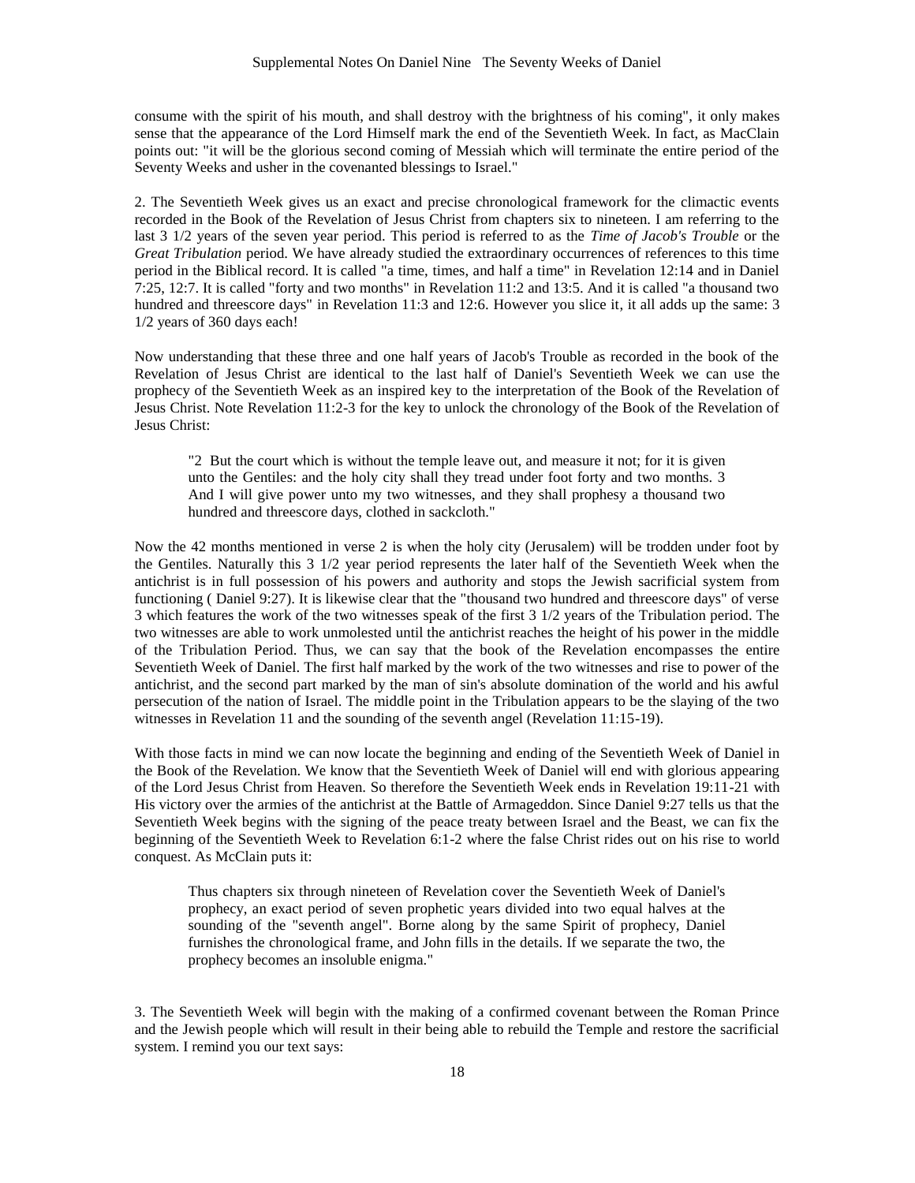consume with the spirit of his mouth, and shall destroy with the brightness of his coming", it only makes sense that the appearance of the Lord Himself mark the end of the Seventieth Week. In fact, as MacClain points out: "it will be the glorious second coming of Messiah which will terminate the entire period of the Seventy Weeks and usher in the covenanted blessings to Israel."

2. The Seventieth Week gives us an exact and precise chronological framework for the climactic events recorded in the Book of the Revelation of Jesus Christ from chapters six to nineteen. I am referring to the last 3 1/2 years of the seven year period. This period is referred to as the *Time of Jacob's Trouble* or the *Great Tribulation* period. We have already studied the extraordinary occurrences of references to this time period in the Biblical record. It is called "a time, times, and half a time" in Revelation 12:14 and in Daniel 7:25, 12:7. It is called "forty and two months" in Revelation 11:2 and 13:5. And it is called "a thousand two hundred and threescore days" in Revelation 11:3 and 12:6. However you slice it, it all adds up the same: 3 1/2 years of 360 days each!

Now understanding that these three and one half years of Jacob's Trouble as recorded in the book of the Revelation of Jesus Christ are identical to the last half of Daniel's Seventieth Week we can use the prophecy of the Seventieth Week as an inspired key to the interpretation of the Book of the Revelation of Jesus Christ. Note Revelation 11:2-3 for the key to unlock the chronology of the Book of the Revelation of Jesus Christ:

> "2 But the court which is without the temple leave out, and measure it not; for it is given unto the Gentiles: and the holy city shall they tread under foot forty and two months. 3 And I will give power unto my two witnesses, and they shall prophesy a thousand two hundred and threescore days, clothed in sackcloth."

Now the 42 months mentioned in verse 2 is when the holy city (Jerusalem) will be trodden under foot by the Gentiles. Naturally this 3 1/2 year period represents the later half of the Seventieth Week when the antichrist is in full possession of his powers and authority and stops the Jewish sacrificial system from functioning ( Daniel 9:27). It is likewise clear that the "thousand two hundred and threescore days" of verse 3 which features the work of the two witnesses speak of the first 3 1/2 years of the Tribulation period. The two witnesses are able to work unmolested until the antichrist reaches the height of his power in the middle of the Tribulation Period. Thus, we can say that the book of the Revelation encompasses the entire Seventieth Week of Daniel. The first half marked by the work of the two witnesses and rise to power of the antichrist, and the second part marked by the man of sin's absolute domination of the world and his awful persecution of the nation of Israel. The middle point in the Tribulation appears to be the slaying of the two witnesses in Revelation 11 and the sounding of the seventh angel (Revelation 11:15-19).

With those facts in mind we can now locate the beginning and ending of the Seventieth Week of Daniel in the Book of the Revelation. We know that the Seventieth Week of Daniel will end with glorious appearing of the Lord Jesus Christ from Heaven. So therefore the Seventieth Week ends in Revelation 19:11-21 with His victory over the armies of the antichrist at the Battle of Armageddon. Since Daniel 9:27 tells us that the Seventieth Week begins with the signing of the peace treaty between Israel and the Beast, we can fix the beginning of the Seventieth Week to Revelation 6:1-2 where the false Christ rides out on his rise to world conquest. As McClain puts it:

> Thus chapters six through nineteen of Revelation cover the Seventieth Week of Daniel's prophecy, an exact period of seven prophetic years divided into two equal halves at the sounding of the "seventh angel". Borne along by the same Spirit of prophecy, Daniel furnishes the chronological frame, and John fills in the details. If we separate the two, the prophecy becomes an insoluble enigma."

3. The Seventieth Week will begin with the making of a confirmed covenant between the Roman Prince and the Jewish people which will result in their being able to rebuild the Temple and restore the sacrificial system. I remind you our text says: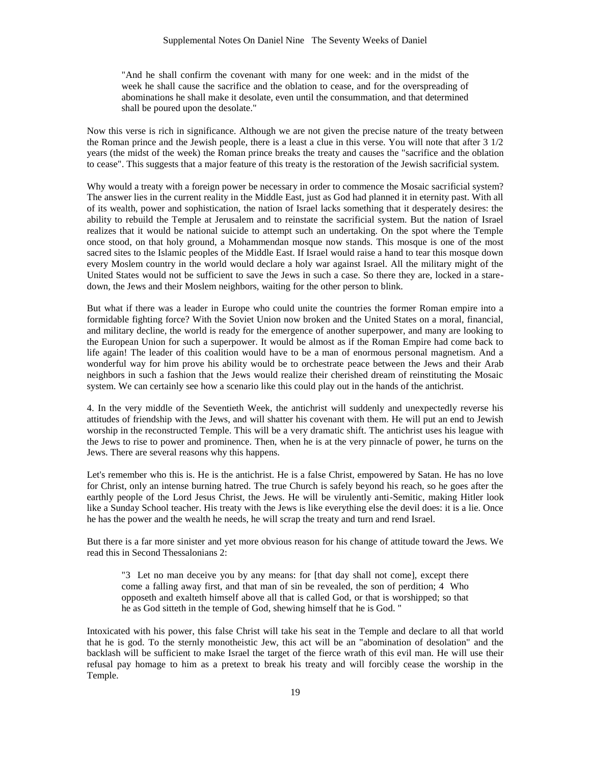> "And he shall confirm the covenant with many for one week: and in the midst of the week he shall cause the sacrifice and the oblation to cease, and for the overspreading of abominations he shall make it desolate, even until the consummation, and that determined shall be poured upon the desolate."

Now this verse is rich in significance. Although we are not given the precise nature of the treaty between the Roman prince and the Jewish people, there is a least a clue in this verse. You will note that after 3 1/2 years (the midst of the week) the Roman prince breaks the treaty and causes the "sacrifice and the oblation to cease". This suggests that a major feature of this treaty is the restoration of the Jewish sacrificial system.

Why would a treaty with a foreign power be necessary in order to commence the Mosaic sacrificial system? The answer lies in the current reality in the Middle East, just as God had planned it in eternity past. With all of its wealth, power and sophistication, the nation of Israel lacks something that it desperately desires: the ability to rebuild the Temple at Jerusalem and to reinstate the sacrificial system. But the nation of Israel realizes that it would be national suicide to attempt such an undertaking. On the spot where the Temple once stood, on that holy ground, a Mohammendan mosque now stands. This mosque is one of the most sacred sites to the Islamic peoples of the Middle East. If Israel would raise a hand to tear this mosque down every Moslem country in the world would declare a holy war against Israel. All the military might of the United States would not be sufficient to save the Jews in such a case. So there they are, locked in a stare-down, the Jews and their Moslem neighbors, waiting for the other person to blink.

But what if there was a leader in Europe who could unite the countries the former Roman empire into a formidable fighting force? With the Soviet Union now broken and the United States on a moral, financial, and military decline, the world is ready for the emergence of another superpower, and many are looking to the European Union for such a superpower. It would be almost as if the Roman Empire had come back to life again! The leader of this coalition would have to be a man of enormous personal magnetism. And a wonderful way for him prove his ability would be to orchestrate peace between the Jews and their Arab neighbors in such a fashion that the Jews would realize their cherished dream of reinstituting the Mosaic system. We can certainly see how a scenario like this could play out in the hands of the antichrist.

4. In the very middle of the Seventieth Week, the antichrist will suddenly and unexpectedly reverse his attitudes of friendship with the Jews, and will shatter his covenant with them. He will put an end to Jewish worship in the reconstructed Temple. This will be a very dramatic shift. The antichrist uses his league with the Jews to rise to power and prominence. Then, when he is at the very pinnacle of power, he turns on the Jews. There are several reasons why this happens.

Let's remember who this is. He is the antichrist. He is a false Christ, empowered by Satan. He has no love for Christ, only an intense burning hatred. The true Church is safely beyond his reach, so he goes after the earthly people of the Lord Jesus Christ, the Jews. He will be virulently anti-Semitic, making Hitler look like a Sunday School teacher. His treaty with the Jews is like everything else the devil does: it is a lie. Once he has the power and the wealth he needs, he will scrap the treaty and turn and rend Israel.

But there is a far more sinister and yet more obvious reason for his change of attitude toward the Jews. We read this in Second Thessalonians 2:

> "3 Let no man deceive you by any means: for [that day shall not come], except there come a falling away first, and that man of sin be revealed, the son of perdition; 4 Who opposeth and exalteth himself above all that is called God, or that is worshipped; so that he as God sitteth in the temple of God, shewing himself that he is God. "

Intoxicated with his power, this false Christ will take his seat in the Temple and declare to all that world that he is god. To the sternly monotheistic Jew, this act will be an "abomination of desolation" and the backlash will be sufficient to make Israel the target of the fierce wrath of this evil man. He will use their refusal pay homage to him as a pretext to break his treaty and will forcibly cease the worship in the Temple.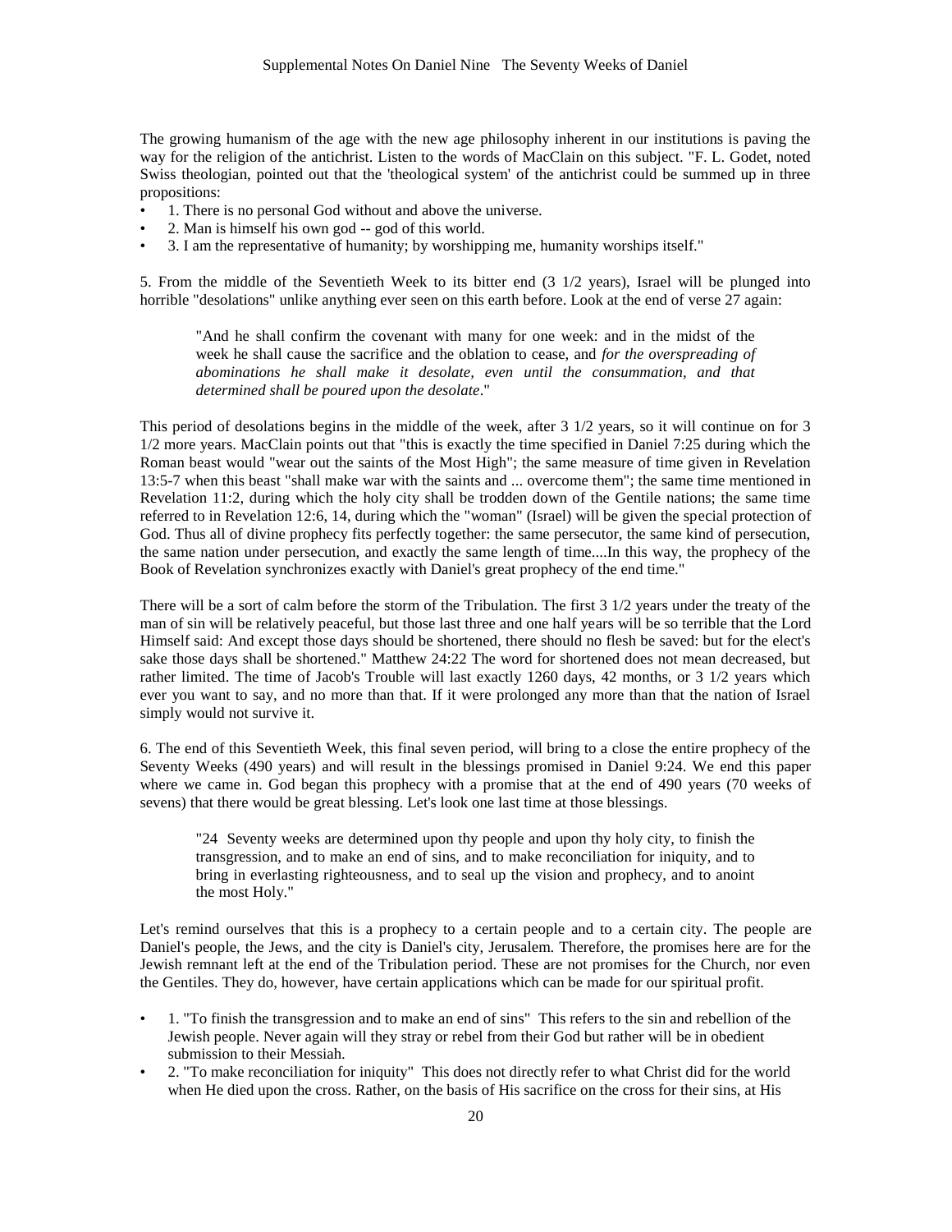The growing humanism of the age with the new age philosophy inherent in our institutions is paving the way for the religion of the antichrist. Listen to the words of MacClain on this subject. "F. L. Godet, noted Swiss theologian, pointed out that the 'theological system' of the antichrist could be summed up in three propositions:

- 1. There is no personal God without and above the universe.
- 2. Man is himself his own god -- god of this world.
- 3. I am the representative of humanity; by worshipping me, humanity worships itself."

5. From the middle of the Seventieth Week to its bitter end (3 1/2 years), Israel will be plunged into horrible "desolations" unlike anything ever seen on this earth before. Look at the end of verse 27 again:

> "And he shall confirm the covenant with many for one week: and in the midst of the week he shall cause the sacrifice and the oblation to cease, and *for the overspreading of abominations he shall make it desolate, even until the consummation, and that determined shall be poured upon the desolate*."

This period of desolations begins in the middle of the week, after 3 1/2 years, so it will continue on for 3 1/2 more years. MacClain points out that "this is exactly the time specified in Daniel 7:25 during which the Roman beast would "wear out the saints of the Most High"; the same measure of time given in Revelation 13:5-7 when this beast "shall make war with the saints and ... overcome them"; the same time mentioned in Revelation 11:2, during which the holy city shall be trodden down of the Gentile nations; the same time referred to in Revelation 12:6, 14, during which the "woman" (Israel) will be given the special protection of God. Thus all of divine prophecy fits perfectly together: the same persecutor, the same kind of persecution, the same nation under persecution, and exactly the same length of time....In this way, the prophecy of the Book of Revelation synchronizes exactly with Daniel's great prophecy of the end time."

There will be a sort of calm before the storm of the Tribulation. The first 3 1/2 years under the treaty of the man of sin will be relatively peaceful, but those last three and one half years will be so terrible that the Lord Himself said: And except those days should be shortened, there should no flesh be saved: but for the elect's sake those days shall be shortened." Matthew 24:22 The word for shortened does not mean decreased, but rather limited. The time of Jacob's Trouble will last exactly 1260 days, 42 months, or 3 1/2 years which ever you want to say, and no more than that. If it were prolonged any more than that the nation of Israel simply would not survive it.

6. The end of this Seventieth Week, this final seven period, will bring to a close the entire prophecy of the Seventy Weeks (490 years) and will result in the blessings promised in Daniel 9:24. We end this paper where we came in. God began this prophecy with a promise that at the end of 490 years (70 weeks of sevens) that there would be great blessing. Let's look one last time at those blessings.

> "24 Seventy weeks are determined upon thy people and upon thy holy city, to finish the transgression, and to make an end of sins, and to make reconciliation for iniquity, and to bring in everlasting righteousness, and to seal up the vision and prophecy, and to anoint the most Holy."

Let's remind ourselves that this is a prophecy to a certain people and to a certain city. The people are Daniel's people, the Jews, and the city is Daniel's city, Jerusalem. Therefore, the promises here are for the Jewish remnant left at the end of the Tribulation period. These are not promises for the Church, nor even the Gentiles. They do, however, have certain applications which can be made for our spiritual profit.

- 1. "To finish the transgression and to make an end of sins" This refers to the sin and rebellion of the Jewish people. Never again will they stray or rebel from their God but rather will be in obedient submission to their Messiah.
- 2. "To make reconciliation for iniquity" This does not directly refer to what Christ did for the world when He died upon the cross. Rather, on the basis of His sacrifice on the cross for their sins, at His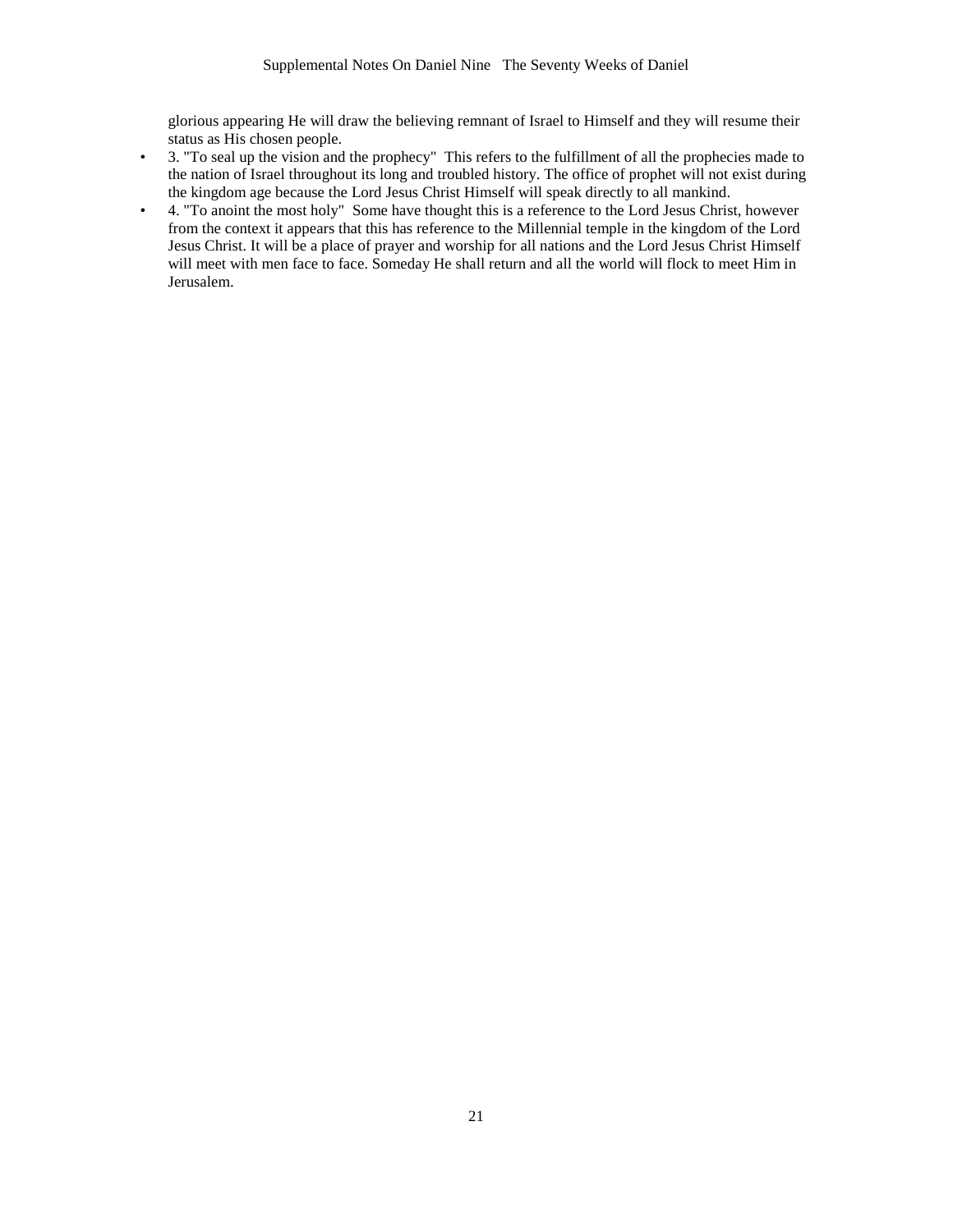glorious appearing He will draw the believing remnant of Israel to Himself and they will resume their status as His chosen people.

- 3. "To seal up the vision and the prophecy" This refers to the fulfillment of all the prophecies made to the nation of Israel throughout its long and troubled history. The office of prophet will not exist during the kingdom age because the Lord Jesus Christ Himself will speak directly to all mankind.
- 4. "To anoint the most holy" Some have thought this is a reference to the Lord Jesus Christ, however from the context it appears that this has reference to the Millennial temple in the kingdom of the Lord Jesus Christ. It will be a place of prayer and worship for all nations and the Lord Jesus Christ Himself will meet with men face to face. Someday He shall return and all the world will flock to meet Him in Jerusalem.